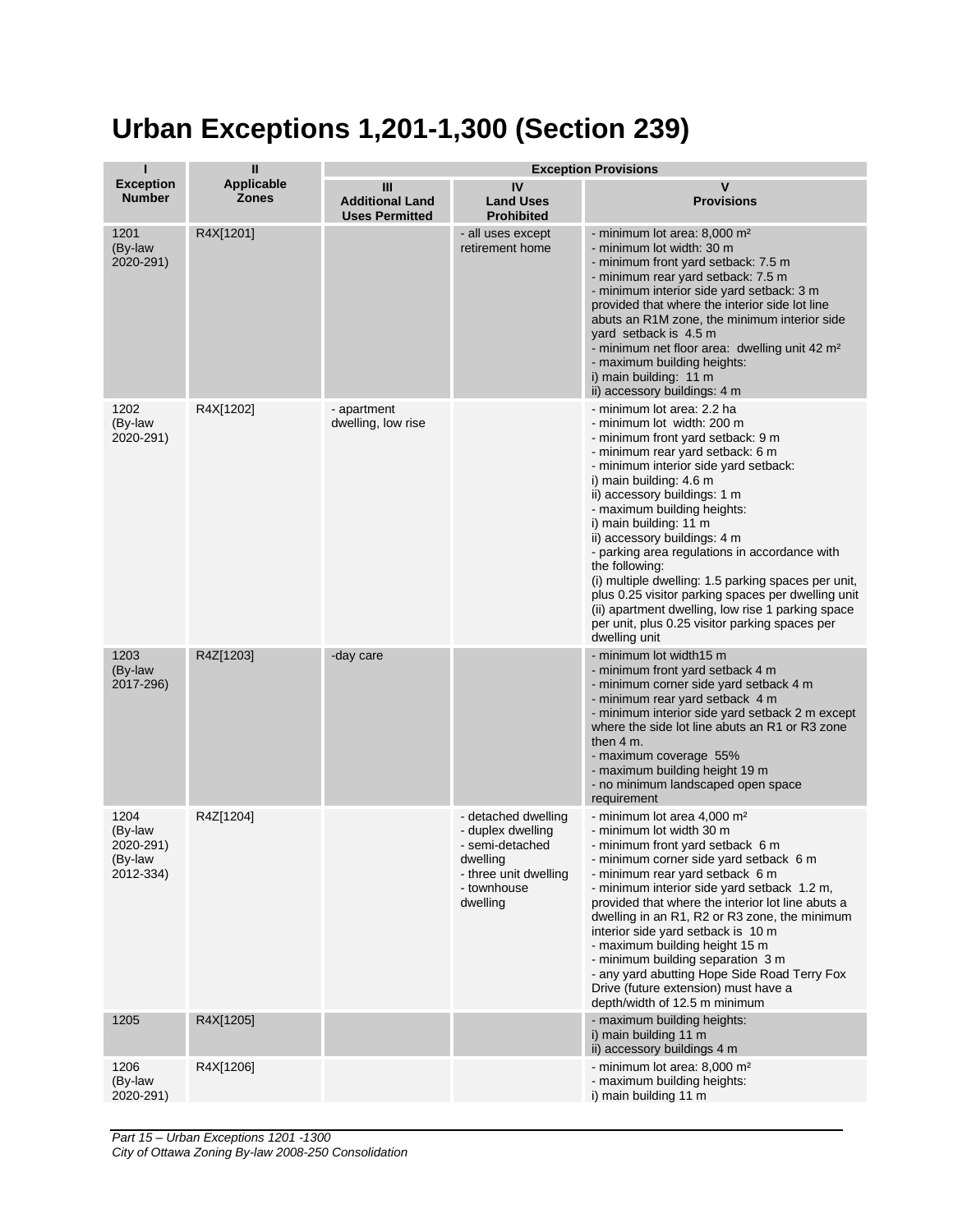# Urban Exceptions 1,201-1,300 (Section 239)

| I<br>Exception Number | II<br>Applicable Zones | Exception Provisions<br>III<br>Additional Land Uses Permitted | IV<br>Land Uses Prohibited | V<br>Provisions |
|---|---|---|---|---|
| 1201<br>(By-law 2020-291) | R4X[1201] | | - all uses except retirement home | - minimum lot area: 8,000 m²<br>- minimum lot width: 30 m<br>- minimum front yard setback: 7.5 m<br>- minimum rear yard setback: 7.5 m<br>- minimum interior side yard setback: 3 m provided that where the interior side lot line abuts an R1M zone, the minimum interior side yard setback is 4.5 m<br>- minimum net floor area: dwelling unit 42 m²<br>- maximum building heights:<br>i) main building: 11 m<br>ii) accessory buildings: 4 m |
| 1202<br>(By-law 2020-291) | R4X[1202] | - apartment dwelling, low rise | | - minimum lot area: 2.2 ha<br>- minimum lot width: 200 m<br>- minimum front yard setback: 9 m<br>- minimum rear yard setback: 6 m<br>- minimum interior side yard setback:<br>i) main building: 4.6 m<br>ii) accessory buildings: 1 m<br>- maximum building heights:<br>i) main building: 11 m<br>ii) accessory buildings: 4 m<br>- parking area regulations in accordance with the following:<br>(i) multiple dwelling: 1.5 parking spaces per unit, plus 0.25 visitor parking spaces per dwelling unit<br>(ii) apartment dwelling, low rise 1 parking space per unit, plus 0.25 visitor parking spaces per dwelling unit |
| 1203<br>(By-law 2017-296) | R4Z[1203] | -day care | | - minimum lot width15 m<br>- minimum front yard setback 4 m<br>- minimum corner side yard setback 4 m<br>- minimum rear yard setback 4 m<br>- minimum interior side yard setback 2 m except where the side lot line abuts an R1 or R3 zone then 4 m.<br>- maximum coverage 55%<br>- maximum building height 19 m<br>- no minimum landscaped open space requirement |
| 1204<br>(By-law 2020-291)<br>(By-law 2012-334) | R4Z[1204] | | - detached dwelling<br>- duplex dwelling<br>- semi-detached dwelling<br>- three unit dwelling<br>- townhouse dwelling | - minimum lot area 4,000 m²<br>- minimum lot width 30 m<br>- minimum front yard setback 6 m<br>- minimum corner side yard setback 6 m<br>- minimum rear yard setback 6 m<br>- minimum interior side yard setback 1.2 m, provided that where the interior lot line abuts a dwelling in an R1, R2 or R3 zone, the minimum interior side yard setback is 10 m<br>- maximum building height 15 m<br>- minimum building separation 3 m<br>- any yard abutting Hope Side Road Terry Fox Drive (future extension) must have a depth/width of 12.5 m minimum |
| 1205 | R4X[1205] | | | - maximum building heights:<br>i) main building 11 m<br>ii) accessory buildings 4 m |
| 1206<br>(By-law 2020-291) | R4X[1206] | | | - minimum lot area: 8,000 m²<br>- maximum building heights:<br>i) main building 11 m |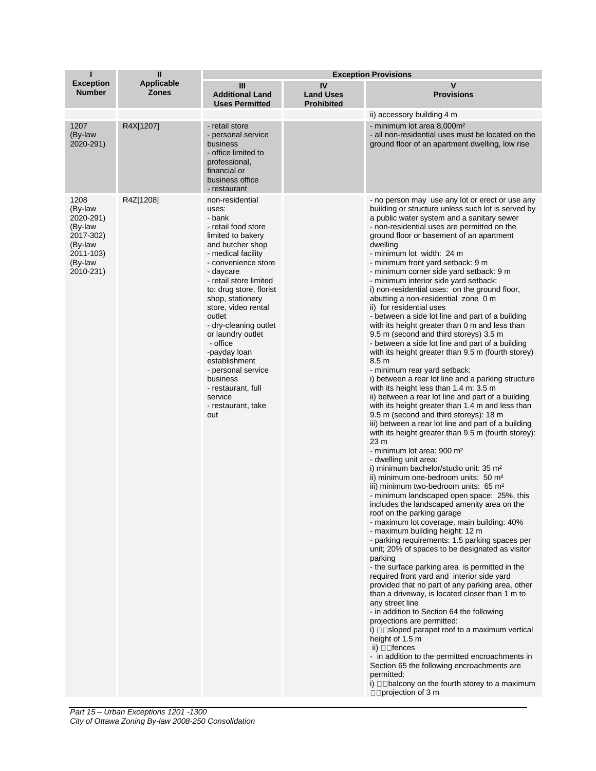| I<br>Exception Number | II<br>Applicable Zones | Exception Provisions | | |
|---|---|---|---|---|
| | | III<br>Additional Land Uses Permitted | IV<br>Land Uses Prohibited | V<br>Provisions |
| | | | | ii) accessory building 4 m |
| 1207<br>(By-law 2020-291) | R4X[1207] | - retail store<br>- personal service business<br>- office limited to professional, financial or business office<br>- restaurant | | - minimum lot area 8,000m²<br>- all non-residential uses must be located on the ground floor of an apartment dwelling, low rise |
| 1208<br>(By-law 2020-291)<br>(By-law 2017-302)<br>(By-law 2011-103)<br>(By-law 2010-231) | R4Z[1208] | non-residential uses:<br>- bank<br>- retail food store limited to bakery and butcher shop<br>- medical facility<br>- convenience store<br>- daycare<br>- retail store limited to: drug store, florist shop, stationery store, video rental outlet<br>- dry-cleaning outlet or laundry outlet<br>- office<br>-payday loan establishment<br>- personal service business<br>- restaurant, full service<br>- restaurant, take out | | - no person may use any lot or erect or use any building or structure unless such lot is served by a public water system and a sanitary sewer<br>- non-residential uses are permitted on the ground floor or basement of an apartment dwelling<br>- minimum lot width: 24 m<br>- minimum front yard setback: 9 m<br>- minimum corner side yard setback: 9 m<br>- minimum interior side yard setback:<br>i) non-residential uses: on the ground floor, abutting a non-residential zone 0 m<br>ii) for residential uses<br>- between a side lot line and part of a building with its height greater than 0 m and less than 9.5 m (second and third storeys) 3.5 m<br>- between a side lot line and part of a building with its height greater than 9.5 m (fourth storey) 8.5 m<br>- minimum rear yard setback:<br>i) between a rear lot line and a parking structure with its height less than 1.4 m: 3.5 m<br>ii) between a rear lot line and part of a building with its height greater than 1.4 m and less than 9.5 m (second and third storeys): 18 m<br>iii) between a rear lot line and part of a building with its height greater than 9.5 m (fourth storey): 23 m<br>- minimum lot area: 900 m²<br>- dwelling unit area:<br>i) minimum bachelor/studio unit: 35 m²<br>ii) minimum one-bedroom units: 50 m²<br>iii) minimum two-bedroom units: 65 m²<br>- minimum landscaped open space: 25%, this includes the landscaped amenity area on the roof on the parking garage<br>- maximum lot coverage, main building: 40%<br>- maximum building height: 12 m<br>- parking requirements: 1.5 parking spaces per unit; 20% of spaces to be designated as visitor parking<br>- the surface parking area is permitted in the required front yard and interior side yard provided that no part of any parking area, other than a driveway, is located closer than 1 m to any street line<br>- in addition to Section 64 the following projections are permitted:<br>i) sloped parapet roof to a maximum vertical height of 1.5 m<br>ii) fences<br>- in addition to the permitted encroachments in Section 65 the following encroachments are permitted:<br>i) balcony on the fourth storey to a maximum projection of 3 m |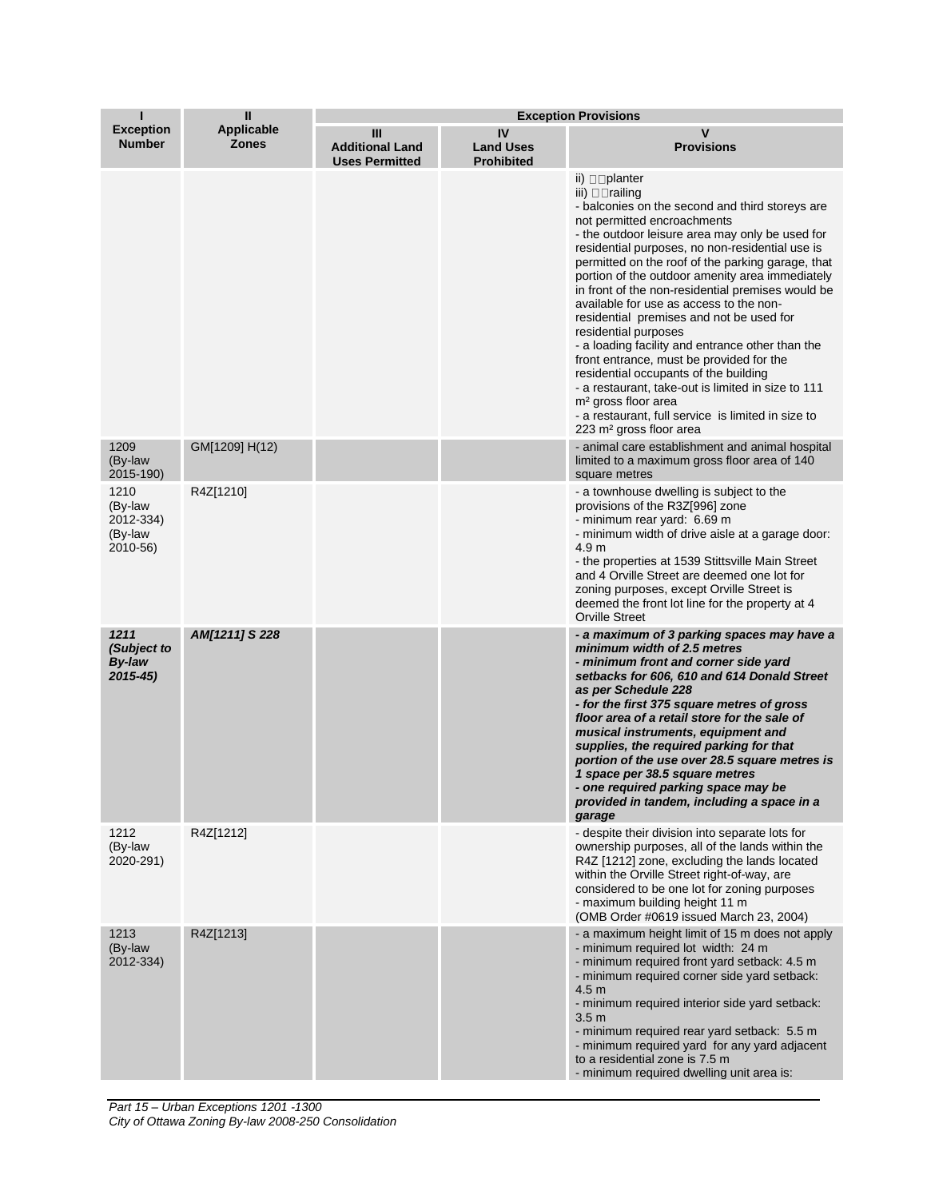| I<br>Exception Number | II<br>Applicable Zones | Exception Provisions | | |
|---|---|---|---|---|
| | | III<br>Additional Land Uses Permitted | IV<br>Land Uses Prohibited | V<br>Provisions |
| | | | | ii) planter<br>iii) railing<br>- balconies on the second and third storeys are not permitted encroachments<br>- the outdoor leisure area may only be used for residential purposes, no non-residential use is permitted on the roof of the parking garage, that portion of the outdoor amenity area immediately in front of the non-residential premises would be available for use as access to the non-residential premises and not be used for residential purposes<br>- a loading facility and entrance other than the front entrance, must be provided for the residential occupants of the building<br>- a restaurant, take-out is limited in size to 111 m² gross floor area<br>- a restaurant, full service is limited in size to 223 m² gross floor area |
| 1209 (By-law 2015-190) | GM[1209] H(12) | | | - animal care establishment and animal hospital limited to a maximum gross floor area of 140 square metres |
| 1210 (By-law 2012-334) (By-law 2010-56) | R4Z[1210] | | | - a townhouse dwelling is subject to the provisions of the R3Z[996] zone<br>- minimum rear yard: 6.69 m<br>- minimum width of drive aisle at a garage door: 4.9 m<br>- the properties at 1539 Stittsville Main Street and 4 Orville Street are deemed one lot for zoning purposes, except Orville Street is deemed the front lot line for the property at 4 Orville Street |
| ***1211 (Subject to By-law 2015-45)*** | ***AM[1211] S 228*** | | | ***- a maximum of 3 parking spaces may have a minimum width of 2.5 metres<br>- minimum front and corner side yard setbacks for 606, 610 and 614 Donald Street as per Schedule 228<br>- for the first 375 square metres of gross floor area of a retail store for the sale of musical instruments, equipment and supplies, the required parking for that portion of the use over 28.5 square metres is 1 space per 38.5 square metres<br>- one required parking space may be provided in tandem, including a space in a garage*** |
| 1212 (By-law 2020-291) | R4Z[1212] | | | - despite their division into separate lots for ownership purposes, all of the lands within the R4Z [1212] zone, excluding the lands located within the Orville Street right-of-way, are considered to be one lot for zoning purposes<br>- maximum building height 11 m<br>(OMB Order #0619 issued March 23, 2004) |
| 1213 (By-law 2012-334) | R4Z[1213] | | | - a maximum height limit of 15 m does not apply<br>- minimum required lot width: 24 m<br>- minimum required front yard setback: 4.5 m<br>- minimum required corner side yard setback: 4.5 m<br>- minimum required interior side yard setback: 3.5 m<br>- minimum required rear yard setback: 5.5 m<br>- minimum required yard for any yard adjacent to a residential zone is 7.5 m<br>- minimum required dwelling unit area is: |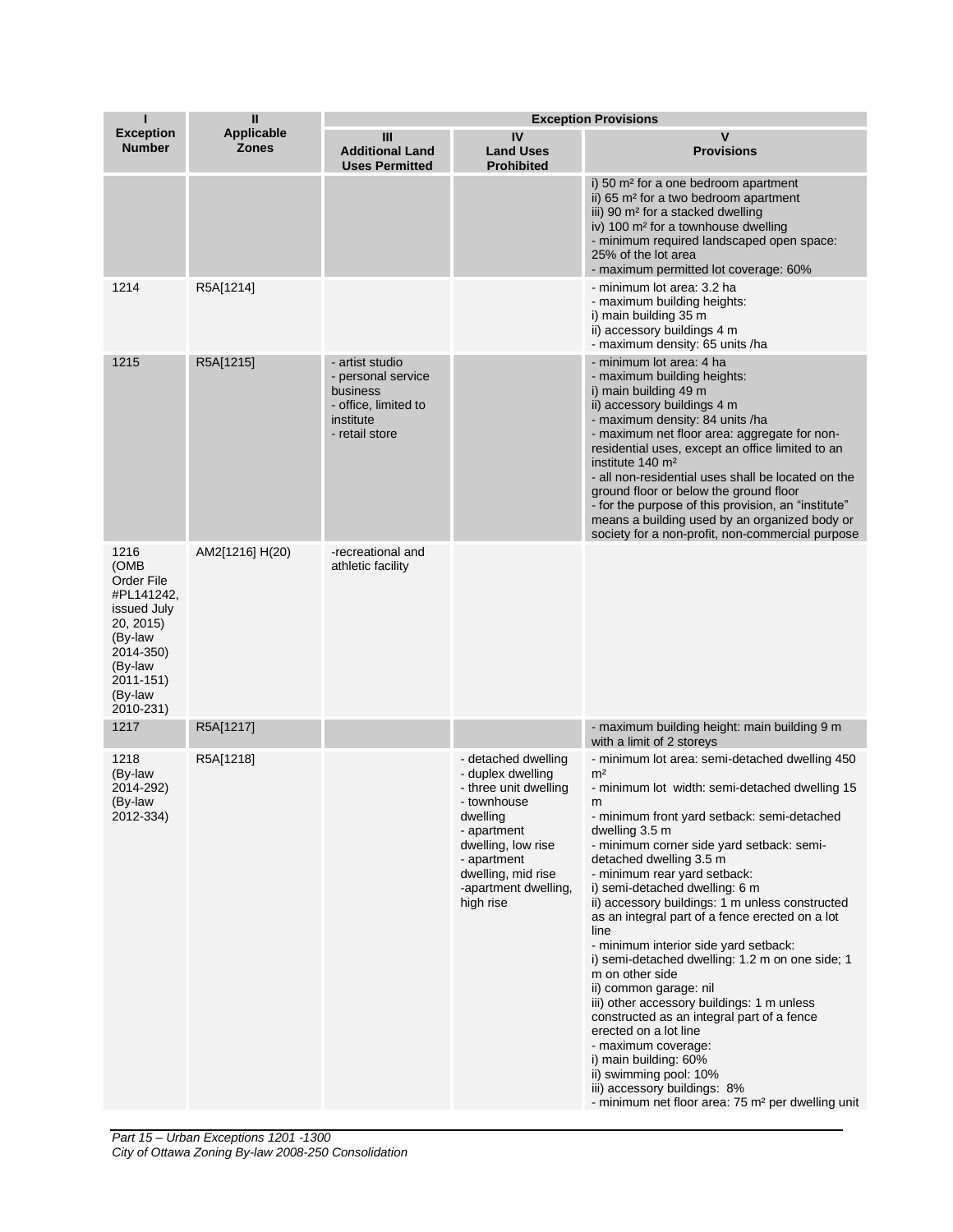| I<br>Exception Number | II<br>Applicable Zones | Exception Provisions | | |
|---|---|---|---|---|
| | | III<br>Additional Land Uses Permitted | IV<br>Land Uses Prohibited | V<br>Provisions |
| | | | | i) 50 m² for a one bedroom apartment<br>ii) 65 m² for a two bedroom apartment<br>iii) 90 m² for a stacked dwelling<br>iv) 100 m² for a townhouse dwelling<br>- minimum required landscaped open space: 25% of the lot area<br>- maximum permitted lot coverage: 60% |
| 1214 | R5A[1214] | | | - minimum lot area: 3.2 ha<br>- maximum building heights:<br>i) main building 35 m<br>ii) accessory buildings 4 m<br>- maximum density: 65 units /ha |
| 1215 | R5A[1215] | - artist studio<br>- personal service business<br>- office, limited to institute<br>- retail store | | - minimum lot area: 4 ha<br>- maximum building heights:<br>i) main building 49 m<br>ii) accessory buildings 4 m<br>- maximum density: 84 units /ha<br>- maximum net floor area: aggregate for non-residential uses, except an office limited to an institute 140 m²<br>- all non-residential uses shall be located on the ground floor or below the ground floor<br>- for the purpose of this provision, an "institute" means a building used by an organized body or society for a non-profit, non-commercial purpose |
| 1216 (OMB Order File #PL141242, issued July 20, 2015) (By-law 2014-350) (By-law 2011-151) (By-law 2010-231) | AM2[1216] H(20) | -recreational and athletic facility | | |
| 1217 | R5A[1217] | | | - maximum building height: main building 9 m with a limit of 2 storeys |
| 1218 (By-law 2014-292) (By-law 2012-334) | R5A[1218] | | - detached dwelling<br>- duplex dwelling<br>- three unit dwelling<br>- townhouse dwelling<br>- apartment dwelling, low rise<br>- apartment dwelling, mid rise<br>-apartment dwelling, high rise | - minimum lot area: semi-detached dwelling 450 m²<br>- minimum lot width: semi-detached dwelling 15 m<br>- minimum front yard setback: semi-detached dwelling 3.5 m<br>- minimum corner side yard setback: semi-detached dwelling 3.5 m<br>- minimum rear yard setback:<br>i) semi-detached dwelling: 6 m<br>ii) accessory buildings: 1 m unless constructed as an integral part of a fence erected on a lot line<br>- minimum interior side yard setback:<br>i) semi-detached dwelling: 1.2 m on one side; 1 m on other side<br>ii) common garage: nil<br>iii) other accessory buildings: 1 m unless constructed as an integral part of a fence erected on a lot line<br>- maximum coverage:<br>i) main building: 60%<br>ii) swimming pool: 10%<br>iii) accessory buildings: 8%<br>- minimum net floor area: 75 m² per dwelling unit |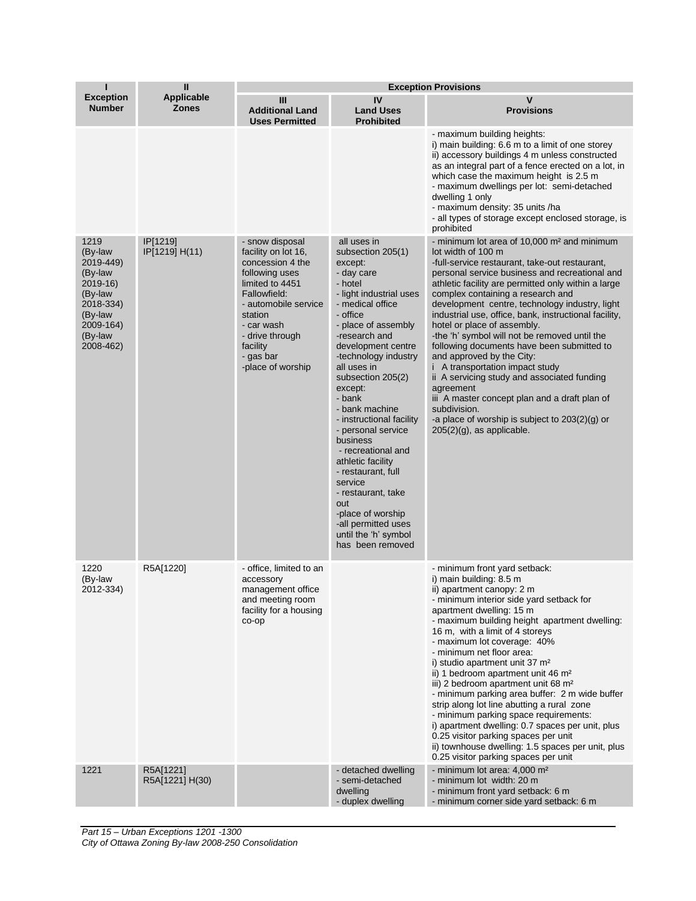| I | II | Exception Provisions | | |
|---|---|---|---|---|
| **Exception Number** | **Applicable Zones** | **III Additional Land Uses Permitted** | **IV Land Uses Prohibited** | **V Provisions** |
| | | | | - maximum building heights:<br>i) main building: 6.6 m to a limit of one storey<br>ii) accessory buildings 4 m unless constructed as an integral part of a fence erected on a lot, in which case the maximum height is 2.5 m<br>- maximum dwellings per lot: semi-detached dwelling 1 only<br>- maximum density: 35 units /ha<br>- all types of storage except enclosed storage, is prohibited |
| 1219 (By-law 2019-449) (By-law 2019-16) (By-law 2018-334) (By-law 2009-164) (By-law 2008-462) | IP[1219]<br>IP[1219] H(11) | - snow disposal facility on lot 16, concession 4 the following uses limited to 4451 Fallowfield:<br>- automobile service station<br>- car wash<br>- drive through facility<br>- gas bar<br>-place of worship | all uses in subsection 205(1) except:<br>- day care<br>- hotel<br>- light industrial uses<br>- medical office<br>- office<br>- place of assembly<br>-research and development centre<br>-technology industry<br>all uses in subsection 205(2) except:<br>- bank<br>- bank machine<br>- instructional facility<br>- personal service business<br>- recreational and athletic facility<br>- restaurant, full service<br>- restaurant, take out<br>-place of worship<br>-all permitted uses until the 'h' symbol has been removed | - minimum lot area of 10,000 m² and minimum lot width of 100 m<br>-full-service restaurant, take-out restaurant, personal service business and recreational and athletic facility are permitted only within a large complex containing a research and development centre, technology industry, light industrial use, office, bank, instructional facility, hotel or place of assembly.<br>-the 'h' symbol will not be removed until the following documents have been submitted to and approved by the City:<br>i A transportation impact study<br>ii A servicing study and associated funding agreement<br>iii A master concept plan and a draft plan of subdivision.<br>-a place of worship is subject to 203(2)(g) or 205(2)(g), as applicable. |
| 1220 (By-law 2012-334) | R5A[1220] | - office, limited to an accessory management office and meeting room facility for a housing co-op | | - minimum front yard setback:<br>i) main building: 8.5 m<br>ii) apartment canopy: 2 m<br>- minimum interior side yard setback for apartment dwelling: 15 m<br>- maximum building height apartment dwelling: 16 m, with a limit of 4 storeys<br>- maximum lot coverage: 40%<br>- minimum net floor area:<br>i) studio apartment unit 37 m²<br>ii) 1 bedroom apartment unit 46 m²<br>iii) 2 bedroom apartment unit 68 m²<br>- minimum parking area buffer: 2 m wide buffer strip along lot line abutting a rural zone<br>- minimum parking space requirements:<br>i) apartment dwelling: 0.7 spaces per unit, plus 0.25 visitor parking spaces per unit<br>ii) townhouse dwelling: 1.5 spaces per unit, plus 0.25 visitor parking spaces per unit |
| 1221 | R5A[1221]<br>R5A[1221] H(30) | | - detached dwelling<br>- semi-detached dwelling<br>- duplex dwelling | - minimum lot area: 4,000 m²<br>- minimum lot width: 20 m<br>- minimum front yard setback: 6 m<br>- minimum corner side yard setback: 6 m |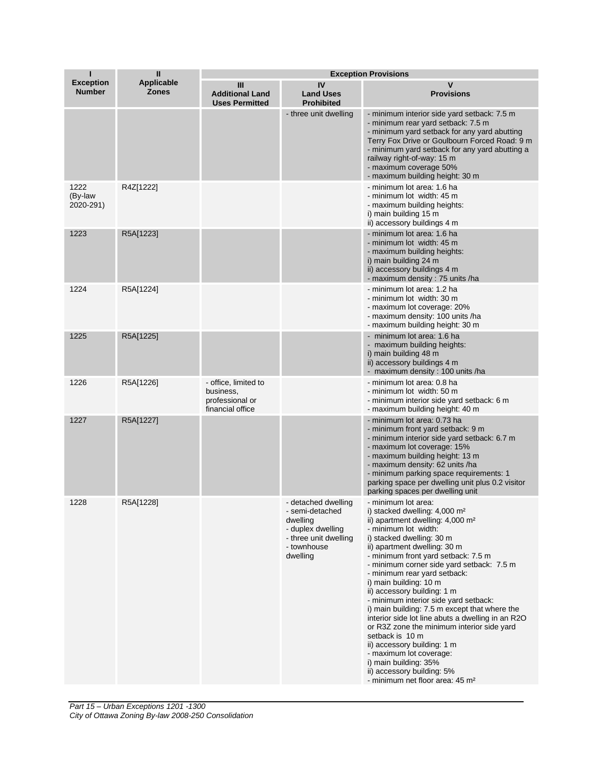| I<br>Exception Number | II<br>Applicable Zones | Exception Provisions | | |
|---|---|---|---|---|
| | | III<br>Additional Land Uses Permitted | IV<br>Land Uses Prohibited | V<br>Provisions |
| | | | - three unit dwelling | - minimum interior side yard setback: 7.5 m<br>- minimum rear yard setback: 7.5 m<br>- minimum yard setback for any yard abutting Terry Fox Drive or Goulbourn Forced Road: 9 m<br>- minimum yard setback for any yard abutting a railway right-of-way: 15 m<br>- maximum coverage 50%<br>- maximum building height: 30 m |
| 1222 (By-law 2020-291) | R4Z[1222] | | | - minimum lot area: 1.6 ha<br>- minimum lot width: 45 m<br>- maximum building heights:<br>i) main building 15 m<br>ii) accessory buildings 4 m |
| 1223 | R5A[1223] | | | - minimum lot area: 1.6 ha<br>- minimum lot width: 45 m<br>- maximum building heights:<br>i) main building 24 m<br>ii) accessory buildings 4 m<br>- maximum density : 75 units /ha |
| 1224 | R5A[1224] | | | - minimum lot area: 1.2 ha<br>- minimum lot width: 30 m<br>- maximum lot coverage: 20%<br>- maximum density: 100 units /ha<br>- maximum building height: 30 m |
| 1225 | R5A[1225] | | | - minimum lot area: 1.6 ha<br>- maximum building heights:<br>i) main building 48 m<br>ii) accessory buildings 4 m<br>- maximum density : 100 units /ha |
| 1226 | R5A[1226] | - office, limited to business, professional or financial office | | - minimum lot area: 0.8 ha<br>- minimum lot width: 50 m<br>- minimum interior side yard setback: 6 m<br>- maximum building height: 40 m |
| 1227 | R5A[1227] | | | - minimum lot area: 0.73 ha<br>- minimum front yard setback: 9 m<br>- minimum interior side yard setback: 6.7 m<br>- maximum lot coverage: 15%<br>- maximum building height: 13 m<br>- maximum density: 62 units /ha<br>- minimum parking space requirements: 1 parking space per dwelling unit plus 0.2 visitor parking spaces per dwelling unit |
| 1228 | R5A[1228] | | - detached dwelling<br>- semi-detached dwelling<br>- duplex dwelling<br>- three unit dwelling<br>- townhouse dwelling | - minimum lot area:<br>i) stacked dwelling: 4,000 m²<br>ii) apartment dwelling: 4,000 m²<br>- minimum lot width:<br>i) stacked dwelling: 30 m<br>ii) apartment dwelling: 30 m<br>- minimum front yard setback: 7.5 m<br>- minimum corner side yard setback: 7.5 m<br>- minimum rear yard setback:<br>i) main building: 10 m<br>ii) accessory building: 1 m<br>- minimum interior side yard setback:<br>i) main building: 7.5 m except that where the interior side lot line abuts a dwelling in an R2O or R3Z zone the minimum interior side yard setback is 10 m<br>ii) accessory building: 1 m<br>- maximum lot coverage:<br>i) main building: 35%<br>ii) accessory building: 5%<br>- minimum net floor area: 45 m² |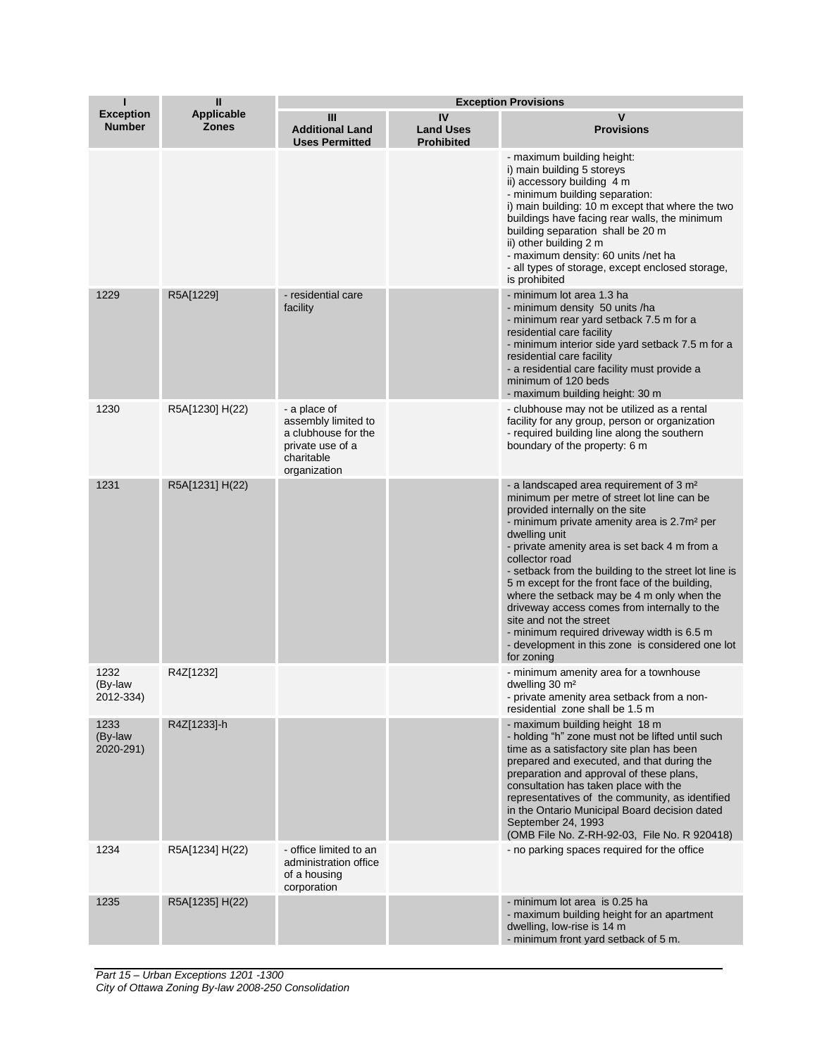| I | II | Exception Provisions | | |
|---|---|---|---|---|
| **Exception Number** | **Applicable Zones** | **III Additional Land Uses Permitted** | **IV Land Uses Prohibited** | **V Provisions** |
| | | | | - maximum building height:<br>i) main building 5 storeys<br>ii) accessory building 4 m<br>- minimum building separation:<br>i) main building: 10 m except that where the two buildings have facing rear walls, the minimum building separation shall be 20 m<br>ii) other building 2 m<br>- maximum density: 60 units /net ha<br>- all types of storage, except enclosed storage, is prohibited |
| 1229 | R5A[1229] | - residential care facility | | - minimum lot area 1.3 ha<br>- minimum density 50 units /ha<br>- minimum rear yard setback 7.5 m for a residential care facility<br>- minimum interior side yard setback 7.5 m for a residential care facility<br>- a residential care facility must provide a minimum of 120 beds<br>- maximum building height: 30 m |
| 1230 | R5A[1230] H(22) | - a place of assembly limited to a clubhouse for the private use of a charitable organization | | - clubhouse may not be utilized as a rental facility for any group, person or organization<br>- required building line along the southern boundary of the property: 6 m |
| 1231 | R5A[1231] H(22) | | | - a landscaped area requirement of 3 m² minimum per metre of street lot line can be provided internally on the site<br>- minimum private amenity area is 2.7m² per dwelling unit<br>- private amenity area is set back 4 m from a collector road<br>- setback from the building to the street lot line is 5 m except for the front face of the building, where the setback may be 4 m only when the driveway access comes from internally to the site and not the street<br>- minimum required driveway width is 6.5 m<br>- development in this zone is considered one lot for zoning |
| 1232 (By-law 2012-334) | R4Z[1232] | | | - minimum amenity area for a townhouse dwelling 30 m²<br>- private amenity area setback from a non-residential zone shall be 1.5 m |
| 1233 (By-law 2020-291) | R4Z[1233]-h | | | - maximum building height 18 m<br>- holding "h" zone must not be lifted until such time as a satisfactory site plan has been prepared and executed, and that during the preparation and approval of these plans, consultation has taken place with the representatives of the community, as identified in the Ontario Municipal Board decision dated September 24, 1993<br>(OMB File No. Z-RH-92-03, File No. R 920418) |
| 1234 | R5A[1234] H(22) | - office limited to an administration office of a housing corporation | | - no parking spaces required for the office |
| 1235 | R5A[1235] H(22) | | | - minimum lot area is 0.25 ha<br>- maximum building height for an apartment dwelling, low-rise is 14 m<br>- minimum front yard setback of 5 m. |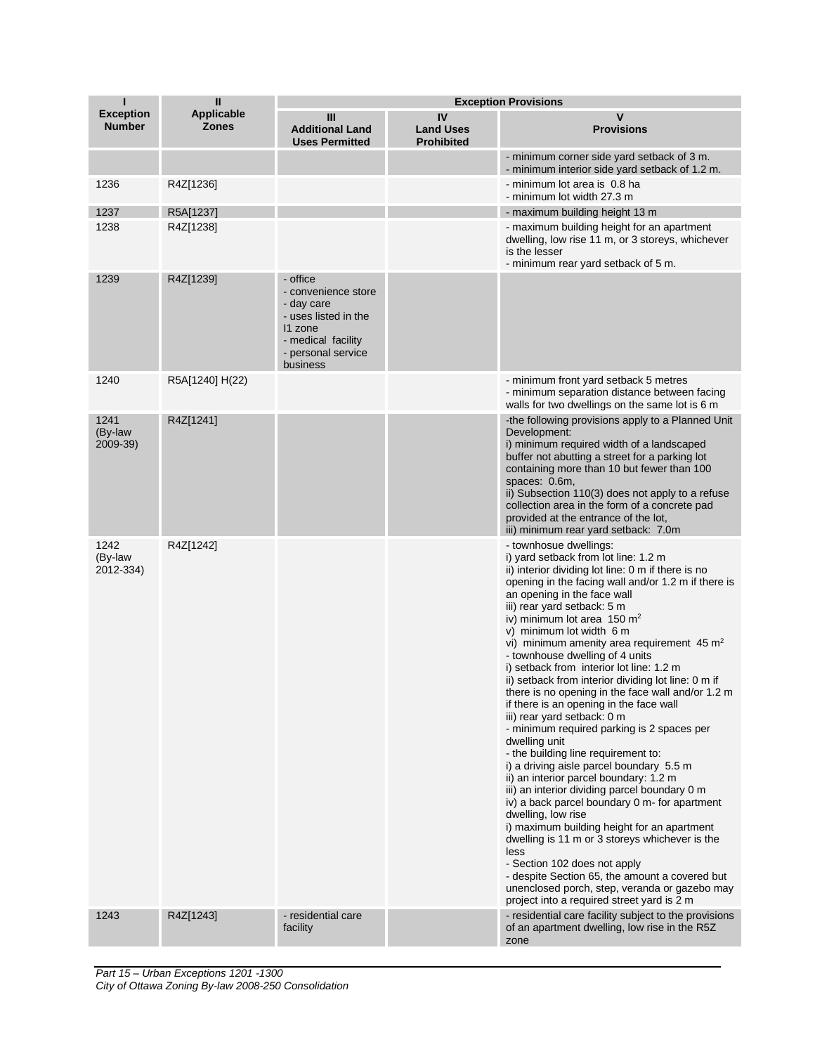| I<br>Exception Number | II<br>Applicable Zones | Exception Provisions | | |
|---|---|---|---|---|
| | | III<br>Additional Land Uses Permitted | IV<br>Land Uses Prohibited | V<br>Provisions |
| | | | | - minimum corner side yard setback of 3 m.<br>- minimum interior side yard setback of 1.2 m. |
| 1236 | R4Z[1236] | | | - minimum lot area is 0.8 ha<br>- minimum lot width 27.3 m |
| 1237 | R5A[1237] | | | - maximum building height 13 m |
| 1238 | R4Z[1238] | | | - maximum building height for an apartment dwelling, low rise 11 m, or 3 storeys, whichever is the lesser<br>- minimum rear yard setback of 5 m. |
| 1239 | R4Z[1239] | - office<br>- convenience store<br>- day care<br>- uses listed in the I1 zone<br>- medical facility<br>- personal service business | | |
| 1240 | R5A[1240] H(22) | | | - minimum front yard setback 5 metres<br>- minimum separation distance between facing walls for two dwellings on the same lot is 6 m |
| 1241 (By-law 2009-39) | R4Z[1241] | | | -the following provisions apply to a Planned Unit Development:<br>i) minimum required width of a landscaped buffer not abutting a street for a parking lot containing more than 10 but fewer than 100 spaces: 0.6m,<br>ii) Subsection 110(3) does not apply to a refuse collection area in the form of a concrete pad provided at the entrance of the lot,<br>iii) minimum rear yard setback: 7.0m |
| 1242 (By-law 2012-334) | R4Z[1242] | | | - townhosue dwellings:<br>i) yard setback from lot line: 1.2 m<br>ii) interior dividing lot line: 0 m if there is no opening in the facing wall and/or 1.2 m if there is an opening in the face wall<br>iii) rear yard setback: 5 m<br>iv) minimum lot area 150 $m^2$<br>v) minimum lot width 6 m<br>vi) minimum amenity area requirement 45 $m^2$<br>- townhouse dwelling of 4 units<br>i) setback from interior lot line: 1.2 m<br>ii) setback from interior dividing lot line: 0 m if there is no opening in the face wall and/or 1.2 m if there is an opening in the face wall<br>iii) rear yard setback: 0 m<br>- minimum required parking is 2 spaces per dwelling unit<br>- the building line requirement to:<br>i) a driving aisle parcel boundary 5.5 m<br>ii) an interior parcel boundary: 1.2 m<br>iii) an interior dividing parcel boundary 0 m<br>iv) a back parcel boundary 0 m- for apartment dwelling, low rise<br>i) maximum building height for an apartment dwelling is 11 m or 3 storeys whichever is the less<br>- Section 102 does not apply<br>- despite Section 65, the amount a covered but unenclosed porch, step, veranda or gazebo may project into a required street yard is 2 m |
| 1243 | R4Z[1243] | - residential care facility | | - residential care facility subject to the provisions of an apartment dwelling, low rise in the R5Z zone |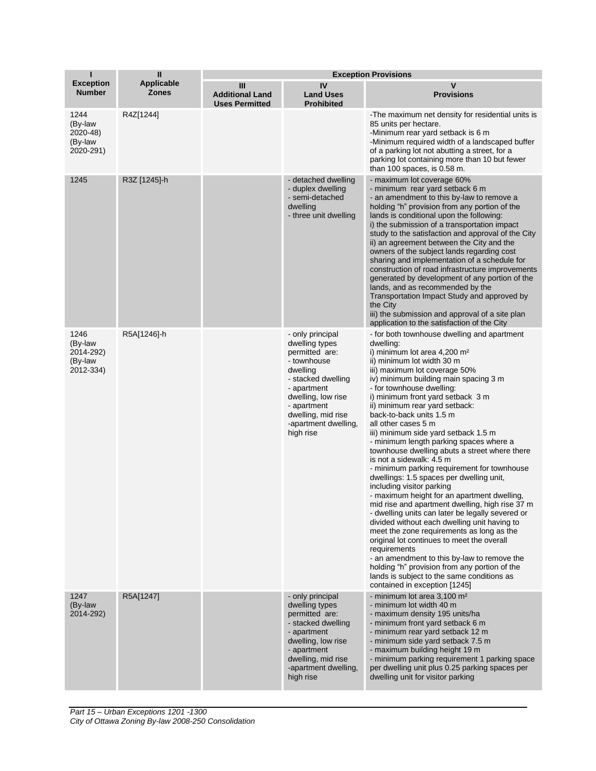| I | II | Exception Provisions | | |
|---|---|---|---|---|
| **Exception Number** | **Applicable Zones** | **III Additional Land Uses Permitted** | **IV Land Uses Prohibited** | **V Provisions** |
| 1244 (By-law 2020-48) (By-law 2020-291) | R4Z[1244] | | | -The maximum net density for residential units is 85 units per hectare.<br>-Minimum rear yard setback is 6 m<br>-Minimum required width of a landscaped buffer of a parking lot not abutting a street, for a parking lot containing more than 10 but fewer than 100 spaces, is 0.58 m. |
| 1245 | R3Z [1245]-h | | - detached dwelling<br>- duplex dwelling<br>- semi-detached dwelling<br>- three unit dwelling | - maximum lot coverage 60%<br>- minimum rear yard setback 6 m<br>- an amendment to this by-law to remove a holding "h" provision from any portion of the lands is conditional upon the following:<br>i) the submission of a transportation impact study to the satisfaction and approval of the City<br>ii) an agreement between the City and the owners of the subject lands regarding cost sharing and implementation of a schedule for construction of road infrastructure improvements generated by development of any portion of the lands, and as recommended by the Transportation Impact Study and approved by the City<br>iii) the submission and approval of a site plan application to the satisfaction of the City |
| 1246 (By-law 2014-292) (By-law 2012-334) | R5A[1246]-h | | - only principal dwelling types permitted are:<br>- townhouse dwelling<br>- stacked dwelling<br>- apartment dwelling, low rise<br>- apartment dwelling, mid rise<br>-apartment dwelling, high rise | - for both townhouse dwelling and apartment dwelling:<br>i) minimum lot area 4,200 m²<br>ii) minimum lot width 30 m<br>iii) maximum lot coverage 50%<br>iv) minimum building main spacing 3 m<br>- for townhouse dwelling:<br>i) minimum front yard setback 3 m<br>ii) minimum rear yard setback:<br>back-to-back units 1.5 m<br>all other cases 5 m<br>iii) minimum side yard setback 1.5 m<br>- minimum length parking spaces where a townhouse dwelling abuts a street where there is not a sidewalk: 4.5 m<br>- minimum parking requirement for townhouse dwellings: 1.5 spaces per dwelling unit, including visitor parking<br>- maximum height for an apartment dwelling, mid rise and apartment dwelling, high rise 37 m<br>- dwelling units can later be legally severed or divided without each dwelling unit having to meet the zone requirements as long as the original lot continues to meet the overall requirements<br>- an amendment to this by-law to remove the holding "h" provision from any portion of the lands is subject to the same conditions as contained in exception [1245] |
| 1247 (By-law 2014-292) | R5A[1247] | | - only principal dwelling types permitted are:<br>- stacked dwelling<br>- apartment dwelling, low rise<br>- apartment dwelling, mid rise<br>-apartment dwelling, high rise | - minimum lot area 3,100 m²<br>- minimum lot width 40 m<br>- maximum density 195 units/ha<br>- minimum front yard setback 6 m<br>- minimum rear yard setback 12 m<br>- minimum side yard setback 7.5 m<br>- maximum building height 19 m<br>- minimum parking requirement 1 parking space per dwelling unit plus 0.25 parking spaces per dwelling unit for visitor parking |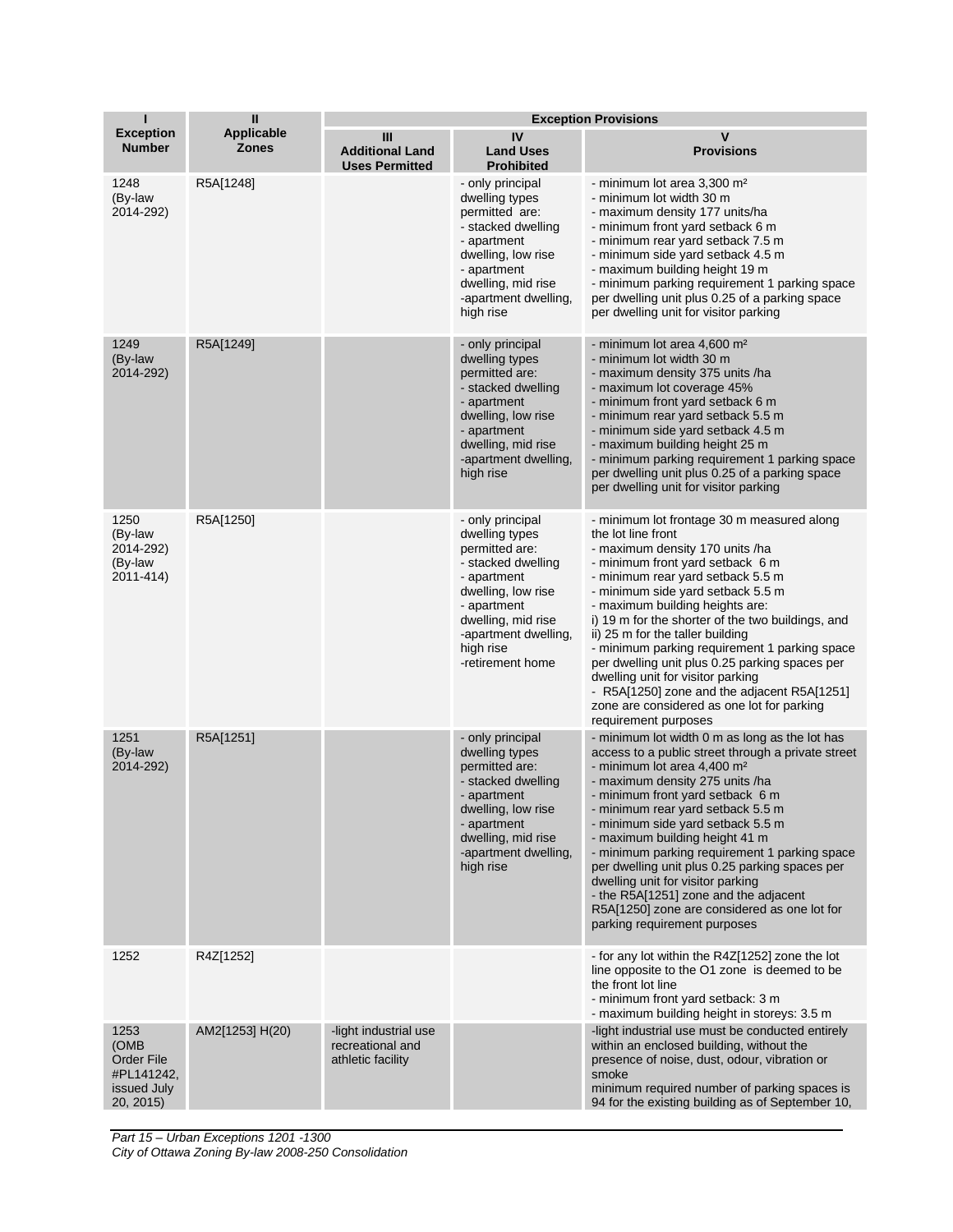| I<br>Exception Number | II<br>Applicable Zones | Exception Provisions | | |
|---|---|---|---|---|
| | | III<br>Additional Land Uses Permitted | IV<br>Land Uses Prohibited | V<br>Provisions |
| 1248<br>(By-law 2014-292) | R5A[1248] | | - only principal dwelling types permitted are:<br>- stacked dwelling<br>- apartment dwelling, low rise<br>- apartment dwelling, mid rise<br>-apartment dwelling, high rise | - minimum lot area 3,300 m²<br>- minimum lot width 30 m<br>- maximum density 177 units/ha<br>- minimum front yard setback 6 m<br>- minimum rear yard setback 7.5 m<br>- minimum side yard setback 4.5 m<br>- maximum building height 19 m<br>- minimum parking requirement 1 parking space per dwelling unit plus 0.25 of a parking space per dwelling unit for visitor parking |
| 1249<br>(By-law 2014-292) | R5A[1249] | | - only principal dwelling types permitted are:<br>- stacked dwelling<br>- apartment dwelling, low rise<br>- apartment dwelling, mid rise<br>-apartment dwelling, high rise | - minimum lot area 4,600 m²<br>- minimum lot width 30 m<br>- maximum density 375 units /ha<br>- maximum lot coverage 45%<br>- minimum front yard setback 6 m<br>- minimum rear yard setback 5.5 m<br>- minimum side yard setback 4.5 m<br>- maximum building height 25 m<br>- minimum parking requirement 1 parking space per dwelling unit plus 0.25 of a parking space per dwelling unit for visitor parking |
| 1250<br>(By-law 2014-292)<br>(By-law 2011-414) | R5A[1250] | | - only principal dwelling types permitted are:<br>- stacked dwelling<br>- apartment dwelling, low rise<br>- apartment dwelling, mid rise<br>-apartment dwelling, high rise<br>-retirement home | - minimum lot frontage 30 m measured along the lot line front<br>- maximum density 170 units /ha<br>- minimum front yard setback 6 m<br>- minimum rear yard setback 5.5 m<br>- minimum side yard setback 5.5 m<br>- maximum building heights are:<br>i) 19 m for the shorter of the two buildings, and<br>ii) 25 m for the taller building<br>- minimum parking requirement 1 parking space per dwelling unit plus 0.25 parking spaces per dwelling unit for visitor parking<br>- R5A[1250] zone and the adjacent R5A[1251] zone are considered as one lot for parking requirement purposes |
| 1251<br>(By-law 2014-292) | R5A[1251] | | - only principal dwelling types permitted are:<br>- stacked dwelling<br>- apartment dwelling, low rise<br>- apartment dwelling, mid rise<br>-apartment dwelling, high rise | - minimum lot width 0 m as long as the lot has access to a public street through a private street<br>- minimum lot area 4,400 m²<br>- maximum density 275 units /ha<br>- minimum front yard setback 6 m<br>- minimum rear yard setback 5.5 m<br>- minimum side yard setback 5.5 m<br>- maximum building height 41 m<br>- minimum parking requirement 1 parking space per dwelling unit plus 0.25 parking spaces per dwelling unit for visitor parking<br>- the R5A[1251] zone and the adjacent R5A[1250] zone are considered as one lot for parking requirement purposes |
| 1252 | R4Z[1252] | | | - for any lot within the R4Z[1252] zone the lot line opposite to the O1 zone is deemed to be the front lot line<br>- minimum front yard setback: 3 m<br>- maximum building height in storeys: 3.5 m |
| 1253<br>(OMB Order File #PL141242, issued July 20, 2015) | AM2[1253] H(20) | -light industrial use recreational and athletic facility | | -light industrial use must be conducted entirely within an enclosed building, without the presence of noise, dust, odour, vibration or smoke<br>minimum required number of parking spaces is 94 for the existing building as of September 10, |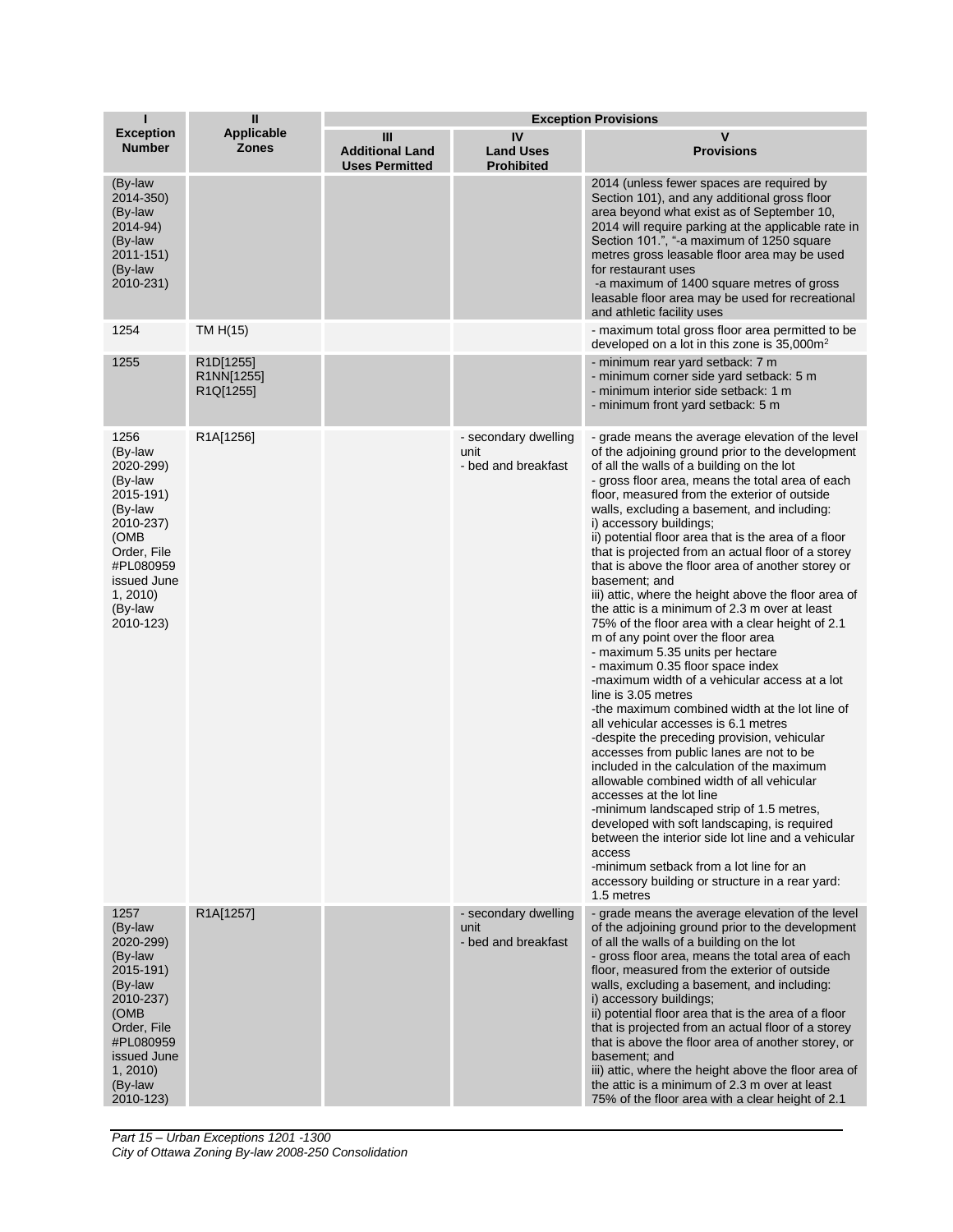| I<br>Exception Number | II<br>Applicable Zones | Exception Provisions | | |
|---|---|---|---|---|
| | | III<br>Additional Land Uses Permitted | IV<br>Land Uses Prohibited | V<br>Provisions |
| (By-law 2014-350) (By-law 2014-94) (By-law 2011-151) (By-law 2010-231) | | | | 2014 (unless fewer spaces are required by Section 101), and any additional gross floor area beyond what exist as of September 10, 2014 will require parking at the applicable rate in Section 101.", "-a maximum of 1250 square metres gross leasable floor area may be used for restaurant uses<br>-a maximum of 1400 square metres of gross leasable floor area may be used for recreational and athletic facility uses |
| 1254 | TM H(15) | | | - maximum total gross floor area permitted to be developed on a lot in this zone is 35,000m² |
| 1255 | R1D[1255]<br>R1NN[1255]<br>R1Q[1255] | | | - minimum rear yard setback: 7 m<br>- minimum corner side yard setback: 5 m<br>- minimum interior side setback: 1 m<br>- minimum front yard setback: 5 m |
| 1256 (By-law 2020-299) (By-law 2015-191) (By-law 2010-237) (OMB Order, File #PL080959 issued June 1, 2010) (By-law 2010-123) | R1A[1256] | | - secondary dwelling unit<br>- bed and breakfast | - grade means the average elevation of the level of the adjoining ground prior to the development of all the walls of a building on the lot<br>- gross floor area, means the total area of each floor, measured from the exterior of outside walls, excluding a basement, and including:<br>i) accessory buildings;<br>ii) potential floor area that is the area of a floor that is projected from an actual floor of a storey that is above the floor area of another storey or basement; and<br>iii) attic, where the height above the floor area of the attic is a minimum of 2.3 m over at least 75% of the floor area with a clear height of 2.1 m of any point over the floor area<br>- maximum 5.35 units per hectare<br>- maximum 0.35 floor space index<br>-maximum width of a vehicular access at a lot line is 3.05 metres<br>-the maximum combined width at the lot line of all vehicular accesses is 6.1 metres<br>-despite the preceding provision, vehicular accesses from public lanes are not to be included in the calculation of the maximum allowable combined width of all vehicular accesses at the lot line<br>-minimum landscaped strip of 1.5 metres, developed with soft landscaping, is required between the interior side lot line and a vehicular access<br>-minimum setback from a lot line for an accessory building or structure in a rear yard: 1.5 metres |
| 1257 (By-law 2020-299) (By-law 2015-191) (By-law 2010-237) (OMB Order, File #PL080959 issued June 1, 2010) (By-law 2010-123) | R1A[1257] | | - secondary dwelling unit<br>- bed and breakfast | - grade means the average elevation of the level of the adjoining ground prior to the development of all the walls of a building on the lot<br>- gross floor area, means the total area of each floor, measured from the exterior of outside walls, excluding a basement, and including:<br>i) accessory buildings;<br>ii) potential floor area that is the area of a floor that is projected from an actual floor of a storey that is above the floor area of another storey, or basement; and<br>iii) attic, where the height above the floor area of the attic is a minimum of 2.3 m over at least 75% of the floor area with a clear height of 2.1 |

*Part 15 – Urban Exceptions 1201 -1300*
*City of Ottawa Zoning By-law 2008-250 Consolidation*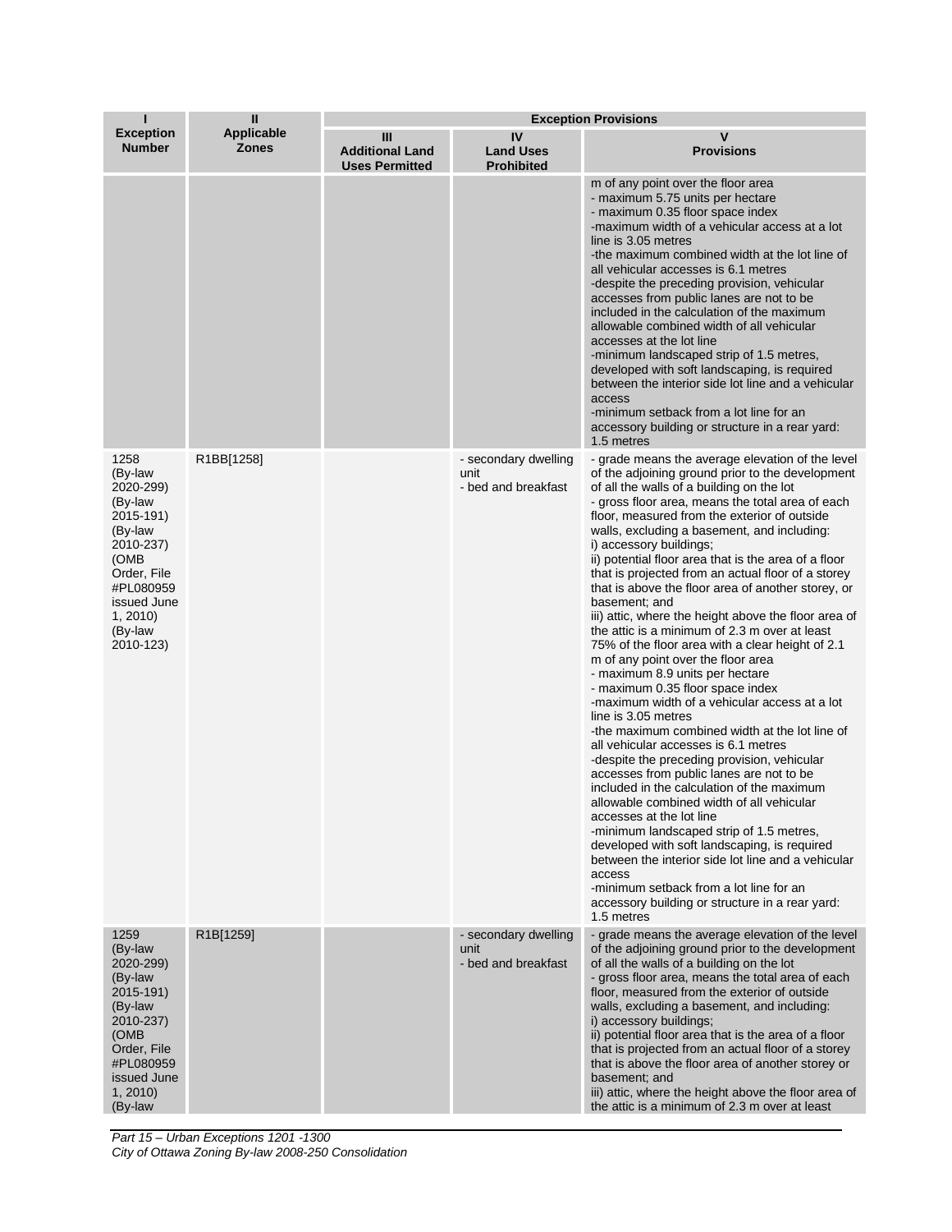| I<br>Exception Number | II<br>Applicable Zones | Exception Provisions | | |
|---|---|---|---|---|
| | | III<br>Additional Land Uses Permitted | IV<br>Land Uses Prohibited | V<br>Provisions |
| | | | | m of any point over the floor area<br>- maximum 5.75 units per hectare<br>- maximum 0.35 floor space index<br>-maximum width of a vehicular access at a lot line is 3.05 metres<br>-the maximum combined width at the lot line of all vehicular accesses is 6.1 metres<br>-despite the preceding provision, vehicular accesses from public lanes are not to be included in the calculation of the maximum allowable combined width of all vehicular accesses at the lot line<br>-minimum landscaped strip of 1.5 metres, developed with soft landscaping, is required between the interior side lot line and a vehicular access<br>-minimum setback from a lot line for an accessory building or structure in a rear yard: 1.5 metres |
| 1258 (By-law 2020-299) (By-law 2015-191) (By-law 2010-237) (OMB Order, File #PL080959 issued June 1, 2010) (By-law 2010-123) | R1BB[1258] | | - secondary dwelling unit<br>- bed and breakfast | - grade means the average elevation of the level of the adjoining ground prior to the development of all the walls of a building on the lot<br>- gross floor area, means the total area of each floor, measured from the exterior of outside walls, excluding a basement, and including:<br>i) accessory buildings;<br>ii) potential floor area that is the area of a floor that is projected from an actual floor of a storey that is above the floor area of another storey, or basement; and<br>iii) attic, where the height above the floor area of the attic is a minimum of 2.3 m over at least 75% of the floor area with a clear height of 2.1 m of any point over the floor area<br>- maximum 8.9 units per hectare<br>- maximum 0.35 floor space index<br>-maximum width of a vehicular access at a lot line is 3.05 metres<br>-the maximum combined width at the lot line of all vehicular accesses is 6.1 metres<br>-despite the preceding provision, vehicular accesses from public lanes are not to be included in the calculation of the maximum allowable combined width of all vehicular accesses at the lot line<br>-minimum landscaped strip of 1.5 metres, developed with soft landscaping, is required between the interior side lot line and a vehicular access<br>-minimum setback from a lot line for an accessory building or structure in a rear yard: 1.5 metres |
| 1259 (By-law 2020-299) (By-law 2015-191) (By-law 2010-237) (OMB Order, File #PL080959 issued June 1, 2010) (By-law | R1B[1259] | | - secondary dwelling unit<br>- bed and breakfast | - grade means the average elevation of the level of the adjoining ground prior to the development of all the walls of a building on the lot<br>- gross floor area, means the total area of each floor, measured from the exterior of outside walls, excluding a basement, and including:<br>i) accessory buildings;<br>ii) potential floor area that is the area of a floor that is projected from an actual floor of a storey that is above the floor area of another storey or basement; and<br>iii) attic, where the height above the floor area of the attic is a minimum of 2.3 m over at least |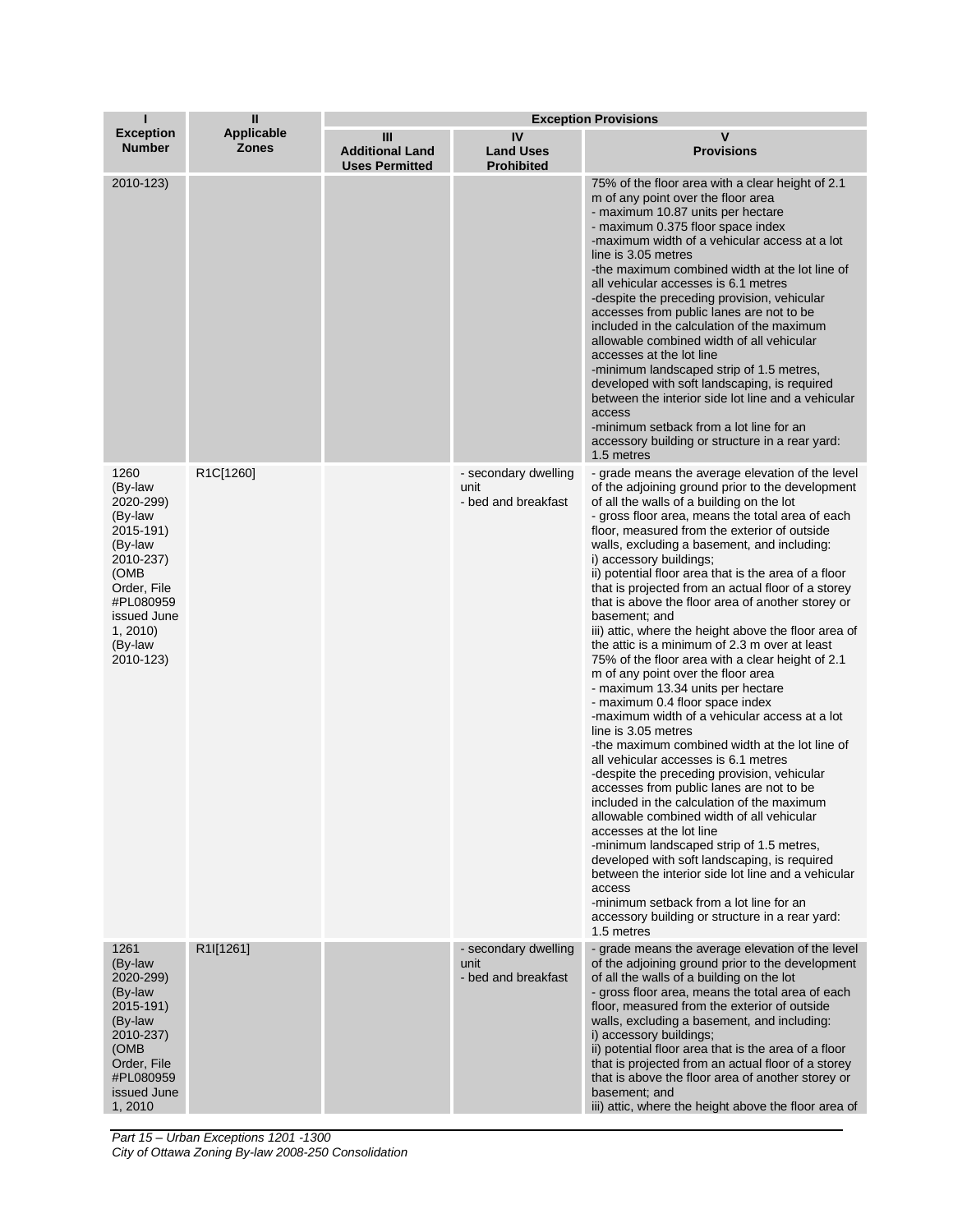| I<br>Exception Number | II<br>Applicable Zones | Exception Provisions | | |
|---|---|---|---|---|
| | | III<br>Additional Land Uses Permitted | IV<br>Land Uses Prohibited | V<br>Provisions |
| 2010-123) | | | | 75% of the floor area with a clear height of 2.1 m of any point over the floor area<br>- maximum 10.87 units per hectare<br>- maximum 0.375 floor space index<br>-maximum width of a vehicular access at a lot line is 3.05 metres<br>-the maximum combined width at the lot line of all vehicular accesses is 6.1 metres<br>-despite the preceding provision, vehicular accesses from public lanes are not to be included in the calculation of the maximum allowable combined width of all vehicular accesses at the lot line<br>-minimum landscaped strip of 1.5 metres, developed with soft landscaping, is required between the interior side lot line and a vehicular access<br>-minimum setback from a lot line for an accessory building or structure in a rear yard: 1.5 metres |
| 1260 (By-law 2020-299) (By-law 2015-191) (By-law 2010-237) (OMB Order, File #PL080959 issued June 1, 2010) (By-law 2010-123) | R1C[1260] | | - secondary dwelling unit<br>- bed and breakfast | - grade means the average elevation of the level of the adjoining ground prior to the development of all the walls of a building on the lot<br>- gross floor area, means the total area of each floor, measured from the exterior of outside walls, excluding a basement, and including:<br>i) accessory buildings;<br>ii) potential floor area that is the area of a floor that is projected from an actual floor of a storey that is above the floor area of another storey or basement; and<br>iii) attic, where the height above the floor area of the attic is a minimum of 2.3 m over at least 75% of the floor area with a clear height of 2.1 m of any point over the floor area<br>- maximum 13.34 units per hectare<br>- maximum 0.4 floor space index<br>-maximum width of a vehicular access at a lot line is 3.05 metres<br>-the maximum combined width at the lot line of all vehicular accesses is 6.1 metres<br>-despite the preceding provision, vehicular accesses from public lanes are not to be included in the calculation of the maximum allowable combined width of all vehicular accesses at the lot line<br>-minimum landscaped strip of 1.5 metres, developed with soft landscaping, is required between the interior side lot line and a vehicular access<br>-minimum setback from a lot line for an accessory building or structure in a rear yard: 1.5 metres |
| 1261 (By-law 2020-299) (By-law 2015-191) (By-law 2010-237) (OMB Order, File #PL080959 issued June 1, 2010 | R1I[1261] | | - secondary dwelling unit<br>- bed and breakfast | - grade means the average elevation of the level of the adjoining ground prior to the development of all the walls of a building on the lot<br>- gross floor area, means the total area of each floor, measured from the exterior of outside walls, excluding a basement, and including:<br>i) accessory buildings;<br>ii) potential floor area that is the area of a floor that is projected from an actual floor of a storey that is above the floor area of another storey or basement; and<br>iii) attic, where the height above the floor area of |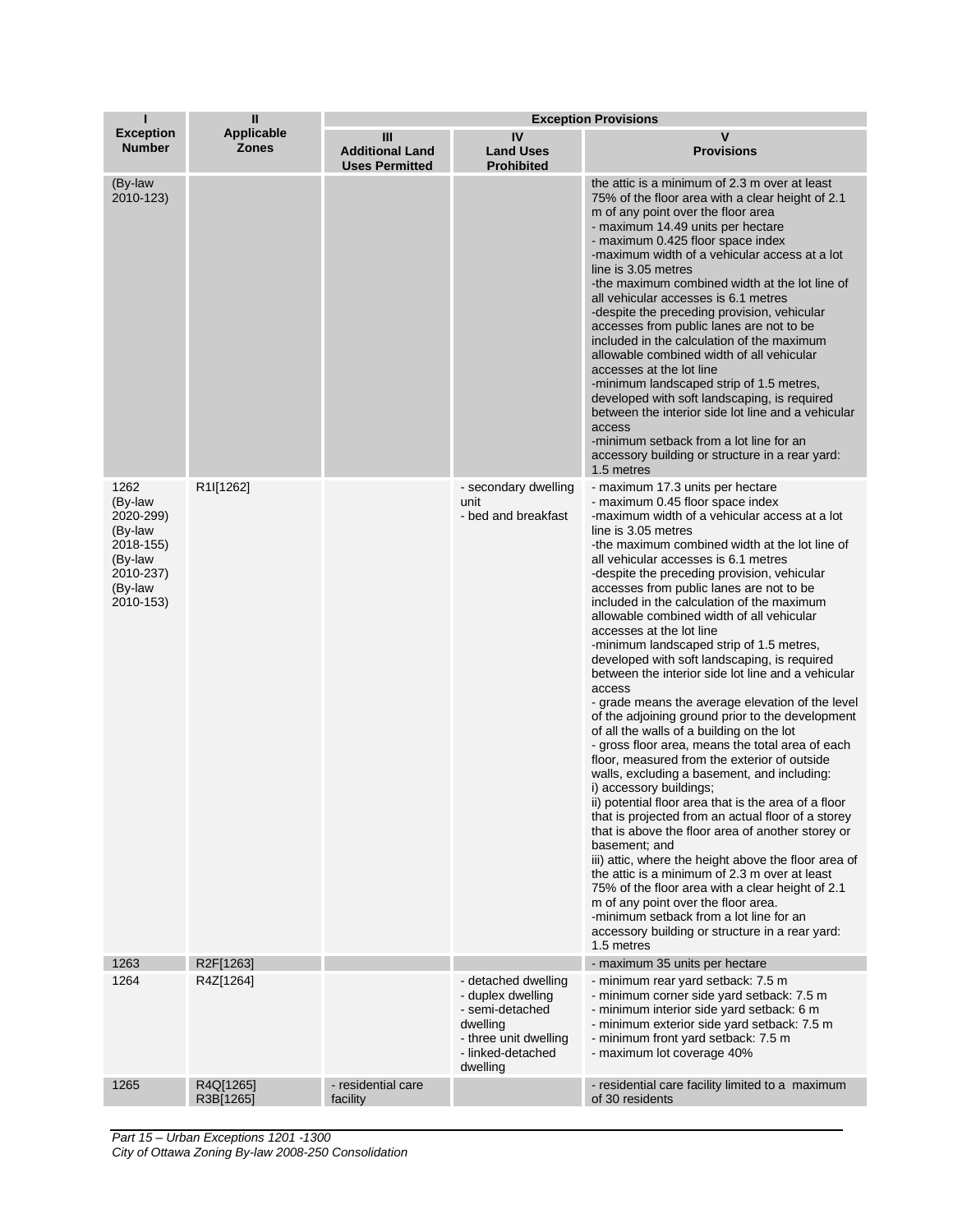| I<br>Exception Number | II<br>Applicable Zones | Exception Provisions | | |
|---|---|---|---|---|
| | | III<br>Additional Land Uses Permitted | IV<br>Land Uses Prohibited | V<br>Provisions |
| (By-law 2010-123) | | | | the attic is a minimum of 2.3 m over at least 75% of the floor area with a clear height of 2.1 m of any point over the floor area<br>- maximum 14.49 units per hectare<br>- maximum 0.425 floor space index<br>-maximum width of a vehicular access at a lot line is 3.05 metres<br>-the maximum combined width at the lot line of all vehicular accesses is 6.1 metres<br>-despite the preceding provision, vehicular accesses from public lanes are not to be included in the calculation of the maximum allowable combined width of all vehicular accesses at the lot line<br>-minimum landscaped strip of 1.5 metres, developed with soft landscaping, is required between the interior side lot line and a vehicular access<br>-minimum setback from a lot line for an accessory building or structure in a rear yard: 1.5 metres |
| 1262<br>(By-law 2020-299)<br>(By-law 2018-155)<br>(By-law 2010-237)<br>(By-law 2010-153) | R1I[1262] | | - secondary dwelling unit<br>- bed and breakfast | - maximum 17.3 units per hectare<br>- maximum 0.45 floor space index<br>-maximum width of a vehicular access at a lot line is 3.05 metres<br>-the maximum combined width at the lot line of all vehicular accesses is 6.1 metres<br>-despite the preceding provision, vehicular accesses from public lanes are not to be included in the calculation of the maximum allowable combined width of all vehicular accesses at the lot line<br>-minimum landscaped strip of 1.5 metres, developed with soft landscaping, is required between the interior side lot line and a vehicular access<br>- grade means the average elevation of the level of the adjoining ground prior to the development of all the walls of a building on the lot<br>- gross floor area, means the total area of each floor, measured from the exterior of outside walls, excluding a basement, and including:<br>i) accessory buildings;<br>ii) potential floor area that is the area of a floor that is projected from an actual floor of a storey that is above the floor area of another storey or basement; and<br>iii) attic, where the height above the floor area of the attic is a minimum of 2.3 m over at least 75% of the floor area with a clear height of 2.1 m of any point over the floor area.<br>-minimum setback from a lot line for an accessory building or structure in a rear yard: 1.5 metres |
| 1263 | R2F[1263] | | | - maximum 35 units per hectare |
| 1264 | R4Z[1264] | | - detached dwelling<br>- duplex dwelling<br>- semi-detached dwelling<br>- three unit dwelling<br>- linked-detached dwelling | - minimum rear yard setback: 7.5 m<br>- minimum corner side yard setback: 7.5 m<br>- minimum interior side yard setback: 6 m<br>- minimum exterior side yard setback: 7.5 m<br>- minimum front yard setback: 7.5 m<br>- maximum lot coverage 40% |
| 1265 | R4Q[1265]<br>R3B[1265] | - residential care facility | | - residential care facility limited to a maximum of 30 residents |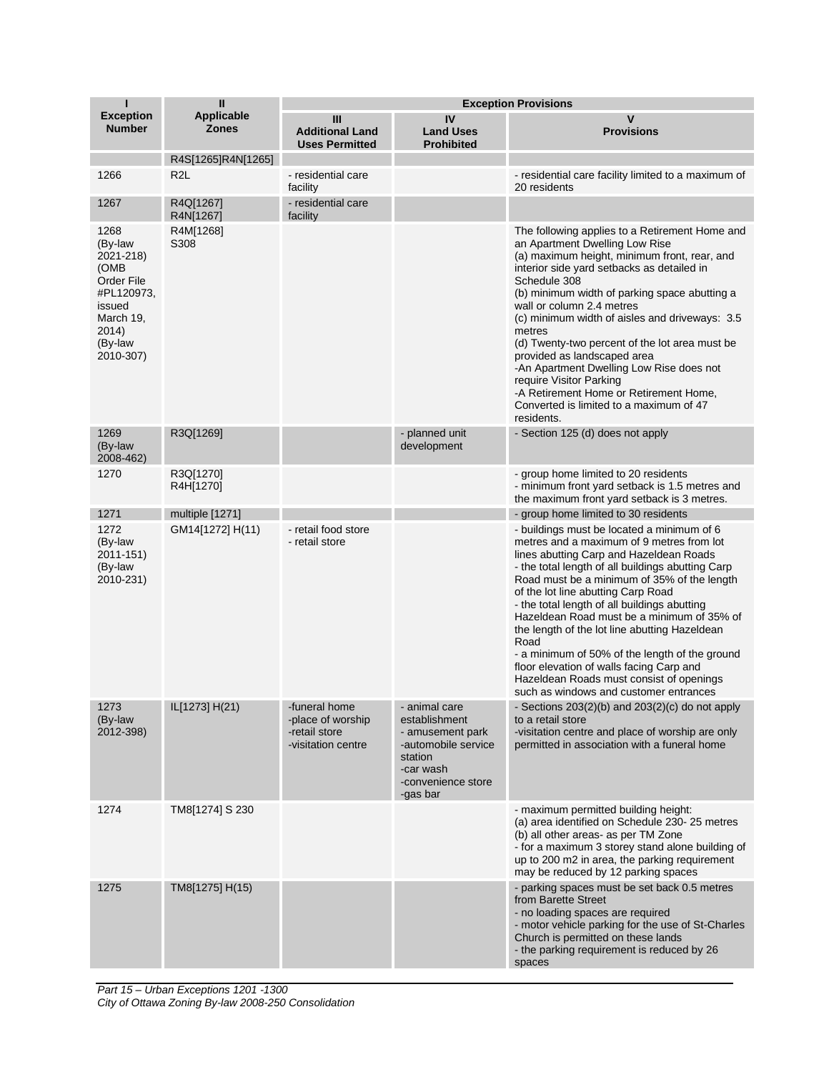| I | II | Exception Provisions | | |
|---|---|---|---|---|
| **Exception Number** | **Applicable Zones** | **III Additional Land Uses Permitted** | **IV Land Uses Prohibited** | **V Provisions** |
| | R4S[1265]R4N[1265] | | | |
| 1266 | R2L | - residential care facility | | - residential care facility limited to a maximum of 20 residents |
| 1267 | R4Q[1267] R4N[1267] | - residential care facility | | |
| 1268 (By-law 2021-218) (OMB Order File #PL120973, issued March 19, 2014) (By-law 2010-307) | R4M[1268] S308 | | | The following applies to a Retirement Home and an Apartment Dwelling Low Rise<br>(a) maximum height, minimum front, rear, and interior side yard setbacks as detailed in Schedule 308<br>(b) minimum width of parking space abutting a wall or column 2.4 metres<br>(c) minimum width of aisles and driveways: 3.5 metres<br>(d) Twenty-two percent of the lot area must be provided as landscaped area<br>-An Apartment Dwelling Low Rise does not require Visitor Parking<br>-A Retirement Home or Retirement Home, Converted is limited to a maximum of 47 residents. |
| 1269 (By-law 2008-462) | R3Q[1269] | | - planned unit development | - Section 125 (d) does not apply |
| 1270 | R3Q[1270] R4H[1270] | | | - group home limited to 20 residents<br>- minimum front yard setback is 1.5 metres and the maximum front yard setback is 3 metres. |
| 1271 | multiple [1271] | | | - group home limited to 30 residents |
| 1272 (By-law 2011-151) (By-law 2010-231) | GM14[1272] H(11) | - retail food store<br>- retail store | | - buildings must be located a minimum of 6 metres and a maximum of 9 metres from lot lines abutting Carp and Hazeldean Roads<br>- the total length of all buildings abutting Carp Road must be a minimum of 35% of the length of the lot line abutting Carp Road<br>- the total length of all buildings abutting Hazeldean Road must be a minimum of 35% of the length of the lot line abutting Hazeldean Road<br>- a minimum of 50% of the length of the ground floor elevation of walls facing Carp and Hazeldean Roads must consist of openings such as windows and customer entrances |
| 1273 (By-law 2012-398) | IL[1273] H(21) | -funeral home<br>-place of worship<br>-retail store<br>-visitation centre | - animal care establishment<br>- amusement park<br>-automobile service station<br>-car wash<br>-convenience store<br>-gas bar | - Sections 203(2)(b) and 203(2)(c) do not apply to a retail store<br>-visitation centre and place of worship are only permitted in association with a funeral home |
| 1274 | TM8[1274] S 230 | | | - maximum permitted building height:<br>(a) area identified on Schedule 230- 25 metres<br>(b) all other areas- as per TM Zone<br>- for a maximum 3 storey stand alone building of up to 200 m2 in area, the parking requirement may be reduced by 12 parking spaces |
| 1275 | TM8[1275] H(15) | | | - parking spaces must be set back 0.5 metres from Barette Street<br>- no loading spaces are required<br>- motor vehicle parking for the use of St-Charles Church is permitted on these lands<br>- the parking requirement is reduced by 26 spaces |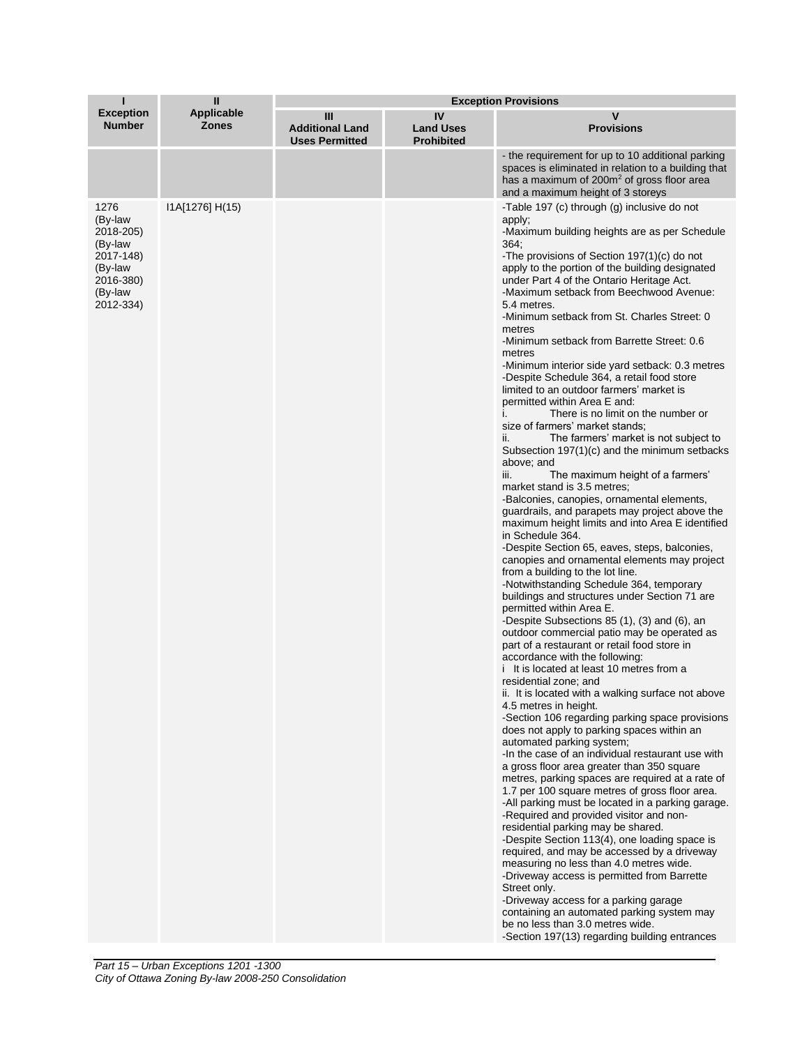| I<br>Exception Number | II<br>Applicable Zones | Exception Provisions | | |
|---|---|---|---|---|
| | | III<br>Additional Land Uses Permitted | IV<br>Land Uses Prohibited | V<br>Provisions |
| | | | | - the requirement for up to 10 additional parking spaces is eliminated in relation to a building that has a maximum of 200m² of gross floor area and a maximum height of 3 storeys |
| 1276 (By-law 2018-205) (By-law 2017-148) (By-law 2016-380) (By-law 2012-334) | I1A[1276] H(15) | | | -Table 197 (c) through (g) inclusive do not apply;<br>-Maximum building heights are as per Schedule 364;<br>-The provisions of Section 197(1)(c) do not apply to the portion of the building designated under Part 4 of the Ontario Heritage Act.<br>-Maximum setback from Beechwood Avenue: 5.4 metres.<br>-Minimum setback from St. Charles Street: 0 metres<br>-Minimum setback from Barrette Street: 0.6 metres<br>-Minimum interior side yard setback: 0.3 metres<br>-Despite Schedule 364, a retail food store limited to an outdoor farmers' market is permitted within Area E and:<br>i. There is no limit on the number or size of farmers' market stands;<br>ii. The farmers' market is not subject to Subsection 197(1)(c) and the minimum setbacks above; and<br>iii. The maximum height of a farmers' market stand is 3.5 metres;<br>-Balconies, canopies, ornamental elements, guardrails, and parapets may project above the maximum height limits and into Area E identified in Schedule 364.<br>-Despite Section 65, eaves, steps, balconies, canopies and ornamental elements may project from a building to the lot line.<br>-Notwithstanding Schedule 364, temporary buildings and structures under Section 71 are permitted within Area E.<br>-Despite Subsections 85 (1), (3) and (6), an outdoor commercial patio may be operated as part of a restaurant or retail food store in accordance with the following:<br>i It is located at least 10 metres from a residential zone; and<br>ii. It is located with a walking surface not above 4.5 metres in height.<br>-Section 106 regarding parking space provisions does not apply to parking spaces within an automated parking system;<br>-In the case of an individual restaurant use with a gross floor area greater than 350 square metres, parking spaces are required at a rate of 1.7 per 100 square metres of gross floor area.<br>-All parking must be located in a parking garage.<br>-Required and provided visitor and non-residential parking may be shared.<br>-Despite Section 113(4), one loading space is required, and may be accessed by a driveway measuring no less than 4.0 metres wide.<br>-Driveway access is permitted from Barrette Street only.<br>-Driveway access for a parking garage containing an automated parking system may be no less than 3.0 metres wide.<br>-Section 197(13) regarding building entrances |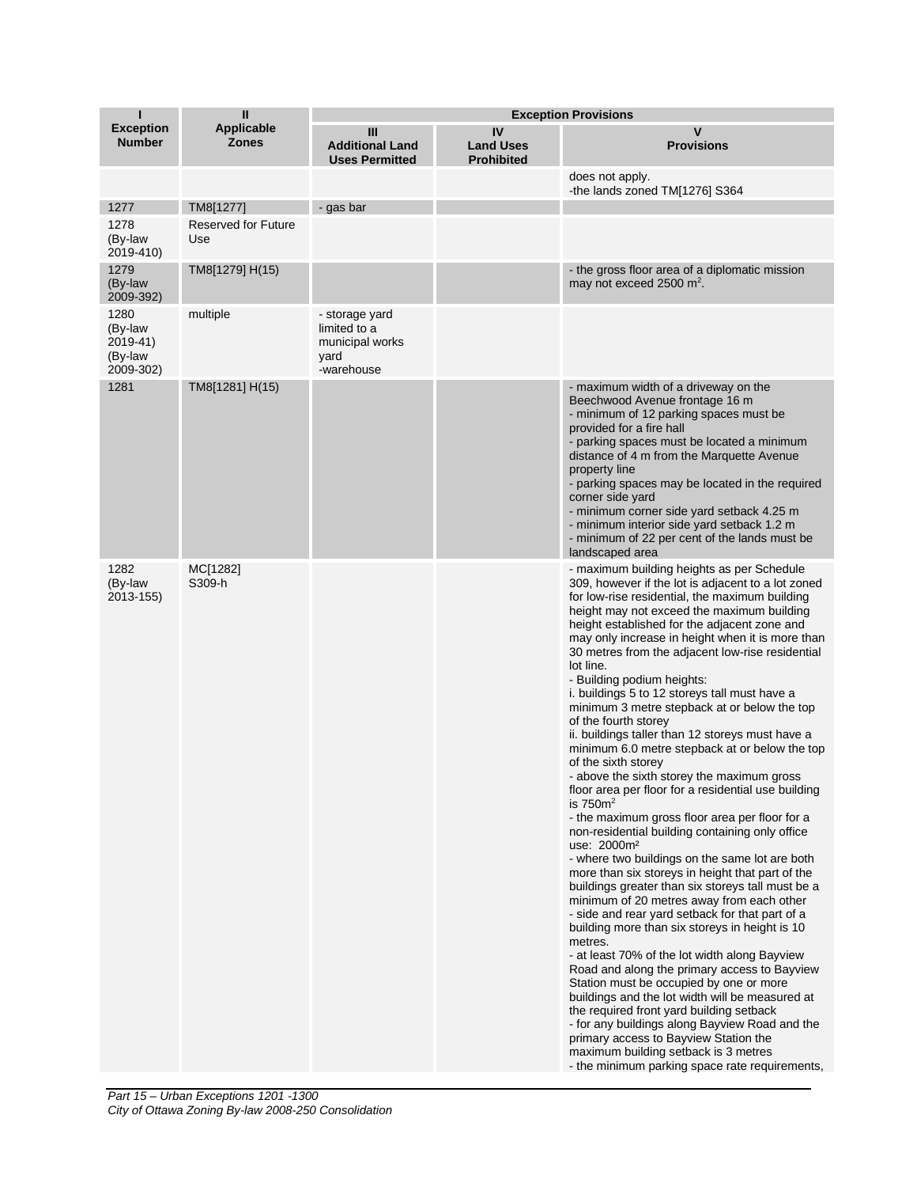| I<br>Exception Number | II<br>Applicable Zones | Exception Provisions | | |
|---|---|---|---|---|
| | | III<br>Additional Land Uses Permitted | IV<br>Land Uses Prohibited | V<br>Provisions |
| | | | | does not apply.<br>-the lands zoned TM[1276] S364 |
| 1277 | TM8[1277] | - gas bar | | |
| 1278<br>(By-law 2019-410) | Reserved for Future Use | | | |
| 1279<br>(By-law 2009-392) | TM8[1279] H(15) | | | - the gross floor area of a diplomatic mission may not exceed 2500 $m^2$. |
| 1280<br>(By-law 2019-41)<br>(By-law 2009-302) | multiple | - storage yard limited to a municipal works yard<br>-warehouse | | |
| 1281 | TM8[1281] H(15) | | | - maximum width of a driveway on the Beechwood Avenue frontage 16 m<br>- minimum of 12 parking spaces must be provided for a fire hall<br>- parking spaces must be located a minimum distance of 4 m from the Marquette Avenue property line<br>- parking spaces may be located in the required corner side yard<br>- minimum corner side yard setback 4.25 m<br>- minimum interior side yard setback 1.2 m<br>- minimum of 22 per cent of the lands must be landscaped area |
| 1282<br>(By-law 2013-155) | MC[1282] S309-h | | | - maximum building heights as per Schedule 309, however if the lot is adjacent to a lot zoned for low-rise residential, the maximum building height may not exceed the maximum building height established for the adjacent zone and may only increase in height when it is more than 30 metres from the adjacent low-rise residential lot line.<br>- Building podium heights:<br>i. buildings 5 to 12 storeys tall must have a minimum 3 metre stepback at or below the top of the fourth storey<br>ii. buildings taller than 12 storeys must have a minimum 6.0 metre stepback at or below the top of the sixth storey<br>- above the sixth storey the maximum gross floor area per floor for a residential use building is 750$m^2$<br>- the maximum gross floor area per floor for a non-residential building containing only office use: 2000$m^2$<br>- where two buildings on the same lot are both more than six storeys in height that part of the buildings greater than six storeys tall must be a minimum of 20 metres away from each other<br>- side and rear yard setback for that part of a building more than six storeys in height is 10 metres.<br>- at least 70% of the lot width along Bayview Road and along the primary access to Bayview Station must be occupied by one or more buildings and the lot width will be measured at the required front yard building setback<br>- for any buildings along Bayview Road and the primary access to Bayview Station the maximum building setback is 3 metres<br>- the minimum parking space rate requirements, |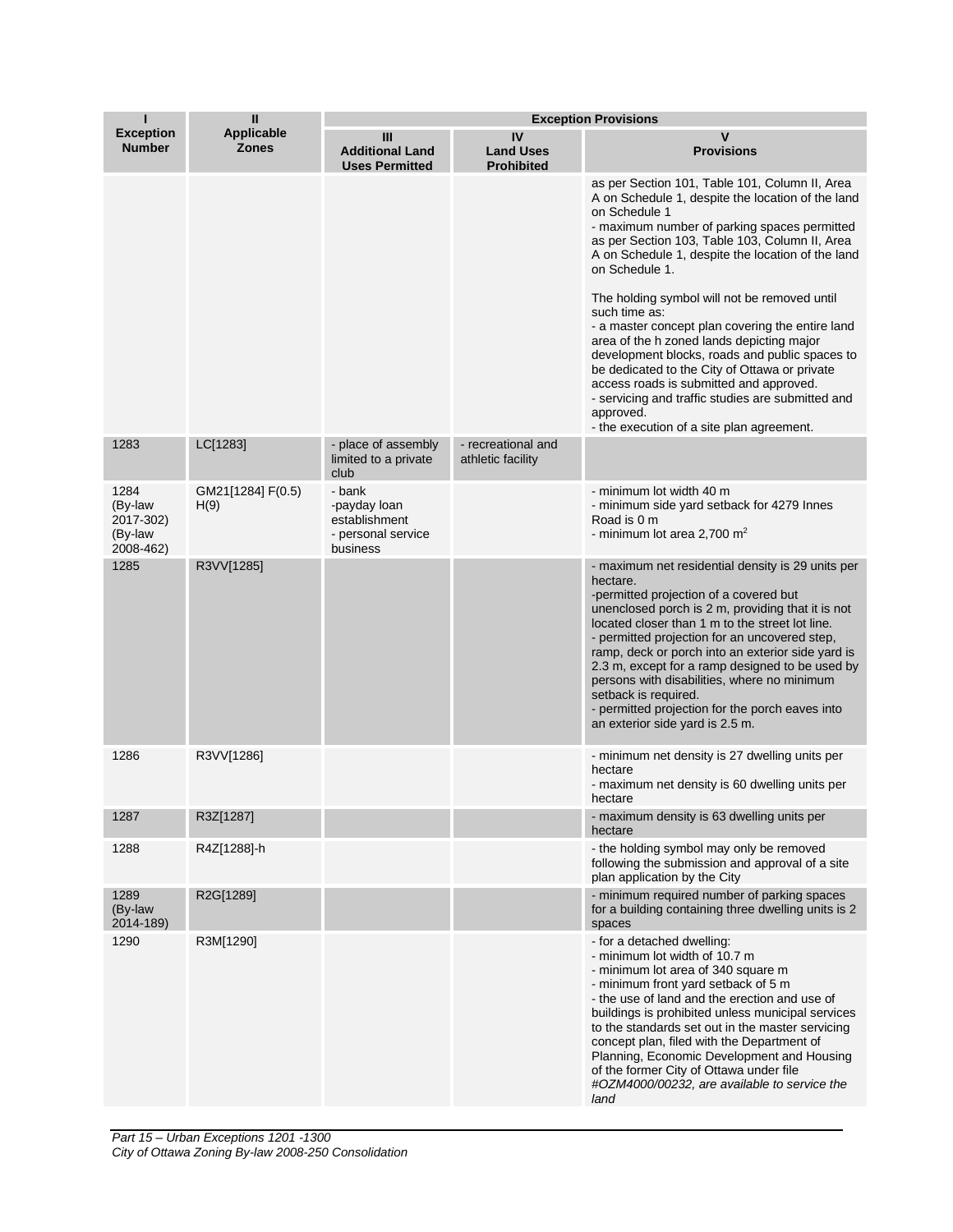| I<br>Exception Number | II<br>Applicable Zones | Exception Provisions | | |
|---|---|---|---|---|
| | | III<br>Additional Land Uses Permitted | IV<br>Land Uses Prohibited | V<br>Provisions |
| | | | | as per Section 101, Table 101, Column II, Area A on Schedule 1, despite the location of the land on Schedule 1<br>- maximum number of parking spaces permitted as per Section 103, Table 103, Column II, Area A on Schedule 1, despite the location of the land on Schedule 1.<br><br>The holding symbol will not be removed until such time as:<br>- a master concept plan covering the entire land area of the h zoned lands depicting major development blocks, roads and public spaces to be dedicated to the City of Ottawa or private access roads is submitted and approved.<br>- servicing and traffic studies are submitted and approved.<br>- the execution of a site plan agreement. |
| 1283 | LC[1283] | - place of assembly limited to a private club | - recreational and athletic facility | |
| 1284 (By-law 2017-302) (By-law 2008-462) | GM21[1284] F(0.5) H(9) | - bank<br>-payday loan establishment<br>- personal service business | | - minimum lot width 40 m<br>- minimum side yard setback for 4279 Innes Road is 0 m<br>- minimum lot area 2,700 m$^2$ |
| 1285 | R3VV[1285] | | | - maximum net residential density is 29 units per hectare.<br>-permitted projection of a covered but unenclosed porch is 2 m, providing that it is not located closer than 1 m to the street lot line.<br>- permitted projection for an uncovered step, ramp, deck or porch into an exterior side yard is 2.3 m, except for a ramp designed to be used by persons with disabilities, where no minimum setback is required.<br>- permitted projection for the porch eaves into an exterior side yard is 2.5 m. |
| 1286 | R3VV[1286] | | | - minimum net density is 27 dwelling units per hectare<br>- maximum net density is 60 dwelling units per hectare |
| 1287 | R3Z[1287] | | | - maximum density is 63 dwelling units per hectare |
| 1288 | R4Z[1288]-h | | | - the holding symbol may only be removed following the submission and approval of a site plan application by the City |
| 1289 (By-law 2014-189) | R2G[1289] | | | - minimum required number of parking spaces for a building containing three dwelling units is 2 spaces |
| 1290 | R3M[1290] | | | - for a detached dwelling:<br>- minimum lot width of 10.7 m<br>- minimum lot area of 340 square m<br>- minimum front yard setback of 5 m<br>- the use of land and the erection and use of buildings is prohibited unless municipal services to the standards set out in the master servicing concept plan, filed with the Department of Planning, Economic Development and Housing of the former City of Ottawa under file *#OZM4000/00232, are available to service the land* |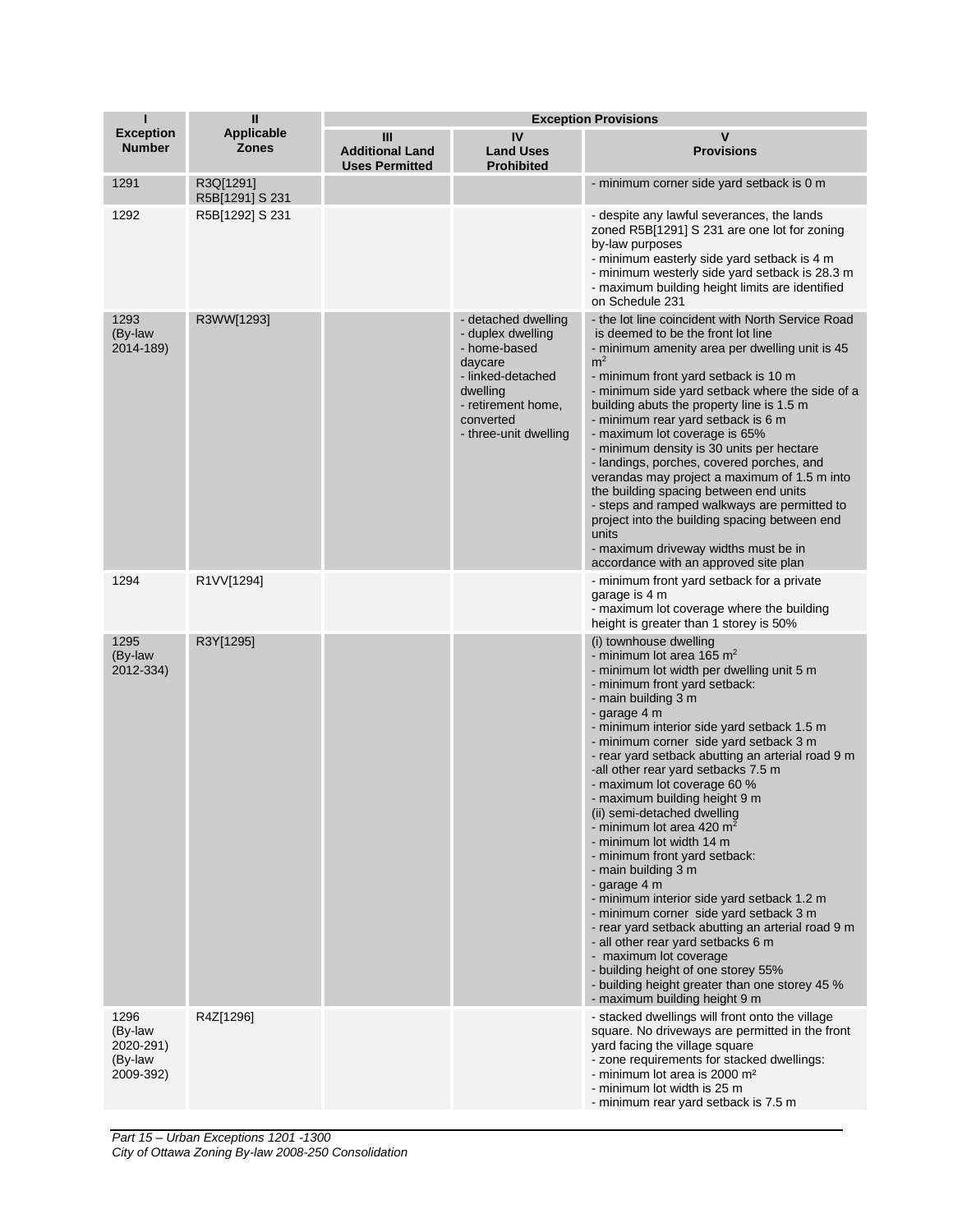| I<br>Exception Number | II<br>Applicable Zones | Exception Provisions | | |
|---|---|---|---|---|
| | | III<br>Additional Land Uses Permitted | IV<br>Land Uses Prohibited | V<br>Provisions |
| 1291 | R3Q[1291]<br>R5B[1291] S 231 | | | - minimum corner side yard setback is 0 m |
| 1292 | R5B[1292] S 231 | | | - despite any lawful severances, the lands zoned R5B[1291] S 231 are one lot for zoning by-law purposes<br>- minimum easterly side yard setback is 4 m<br>- minimum westerly side yard setback is 28.3 m<br>- maximum building height limits are identified on Schedule 231 |
| 1293<br>(By-law 2014-189) | R3WW[1293] | | - detached dwelling<br>- duplex dwelling<br>- home-based daycare<br>- linked-detached dwelling<br>- retirement home, converted<br>- three-unit dwelling | - the lot line coincident with North Service Road is deemed to be the front lot line<br>- minimum amenity area per dwelling unit is 45 $m^2$<br>- minimum front yard setback is 10 m<br>- minimum side yard setback where the side of a building abuts the property line is 1.5 m<br>- minimum rear yard setback is 6 m<br>- maximum lot coverage is 65%<br>- minimum density is 30 units per hectare<br>- landings, porches, covered porches, and verandas may project a maximum of 1.5 m into the building spacing between end units<br>- steps and ramped walkways are permitted to project into the building spacing between end units<br>- maximum driveway widths must be in accordance with an approved site plan |
| 1294 | R1VV[1294] | | | - minimum front yard setback for a private garage is 4 m<br>- maximum lot coverage where the building height is greater than 1 storey is 50% |
| 1295<br>(By-law 2012-334) | R3Y[1295] | | | (i) townhouse dwelling<br>- minimum lot area 165 $m^2$<br>- minimum lot width per dwelling unit 5 m<br>- minimum front yard setback:<br>- main building 3 m<br>- garage 4 m<br>- minimum interior side yard setback 1.5 m<br>- minimum corner side yard setback 3 m<br>- rear yard setback abutting an arterial road 9 m<br>-all other rear yard setbacks 7.5 m<br>- maximum lot coverage 60 %<br>- maximum building height 9 m<br>(ii) semi-detached dwelling<br>- minimum lot area 420 $m^2$<br>- minimum lot width 14 m<br>- minimum front yard setback:<br>- main building 3 m<br>- garage 4 m<br>- minimum interior side yard setback 1.2 m<br>- minimum corner side yard setback 3 m<br>- rear yard setback abutting an arterial road 9 m<br>- all other rear yard setbacks 6 m<br>- maximum lot coverage<br>- building height of one storey 55%<br>- building height greater than one storey 45 %<br>- maximum building height 9 m |
| 1296<br>(By-law 2020-291)<br>(By-law 2009-392) | R4Z[1296] | | | - stacked dwellings will front onto the village square. No driveways are permitted in the front yard facing the village square<br>- zone requirements for stacked dwellings:<br>- minimum lot area is 2000 $m^2$<br>- minimum lot width is 25 m<br>- minimum rear yard setback is 7.5 m |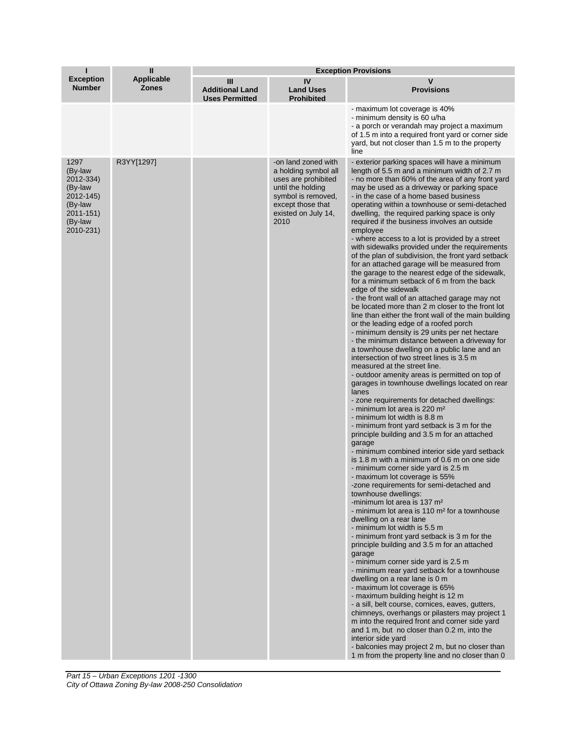| I<br>Exception Number | II<br>Applicable Zones | Exception Provisions | | |
|---|---|---|---|---|
| | | III<br>Additional Land Uses Permitted | IV<br>Land Uses Prohibited | V<br>Provisions |
| | | | | - maximum lot coverage is 40%<br>- minimum density is 60 u/ha<br>- a porch or verandah may project a maximum of 1.5 m into a required front yard or corner side yard, but not closer than 1.5 m to the property line |
| 1297 (By-law 2012-334) (By-law 2012-145) (By-law 2011-151) (By-law 2010-231) | R3YY[1297] | | -on land zoned with a holding symbol all uses are prohibited until the holding symbol is removed, except those that existed on July 14, 2010 | - exterior parking spaces will have a minimum length of 5.5 m and a minimum width of 2.7 m<br>- no more than 60% of the area of any front yard may be used as a driveway or parking space<br>- in the case of a home based business operating within a townhouse or semi-detached dwelling, the required parking space is only required if the business involves an outside employee<br>- where access to a lot is provided by a street with sidewalks provided under the requirements of the plan of subdivision, the front yard setback for an attached garage will be measured from the garage to the nearest edge of the sidewalk, for a minimum setback of 6 m from the back edge of the sidewalk<br>- the front wall of an attached garage may not be located more than 2 m closer to the front lot line than either the front wall of the main building or the leading edge of a roofed porch<br>- minimum density is 29 units per net hectare<br>- the minimum distance between a driveway for a townhouse dwelling on a public lane and an intersection of two street lines is 3.5 m measured at the street line.<br>- outdoor amenity areas is permitted on top of garages in townhouse dwellings located on rear lanes<br>- zone requirements for detached dwellings:<br>- minimum lot area is 220 m²<br>- minimum lot width is 8.8 m<br>- minimum front yard setback is 3 m for the principle building and 3.5 m for an attached garage<br>- minimum combined interior side yard setback is 1.8 m with a minimum of 0.6 m on one side<br>- minimum corner side yard is 2.5 m<br>- maximum lot coverage is 55%<br>-zone requirements for semi-detached and townhouse dwellings:<br>-minimum lot area is 137 m²<br>- minimum lot area is 110 m² for a townhouse dwelling on a rear lane<br>- minimum lot width is 5.5 m<br>- minimum front yard setback is 3 m for the principle building and 3.5 m for an attached garage<br>- minimum corner side yard is 2.5 m<br>- minimum rear yard setback for a townhouse dwelling on a rear lane is 0 m<br>- maximum lot coverage is 65%<br>- maximum building height is 12 m<br>- a sill, belt course, cornices, eaves, gutters, chimneys, overhangs or pilasters may project 1 m into the required front and corner side yard and 1 m, but no closer than 0.2 m, into the interior side yard<br>- balconies may project 2 m, but no closer than 1 m from the property line and no closer than 0 |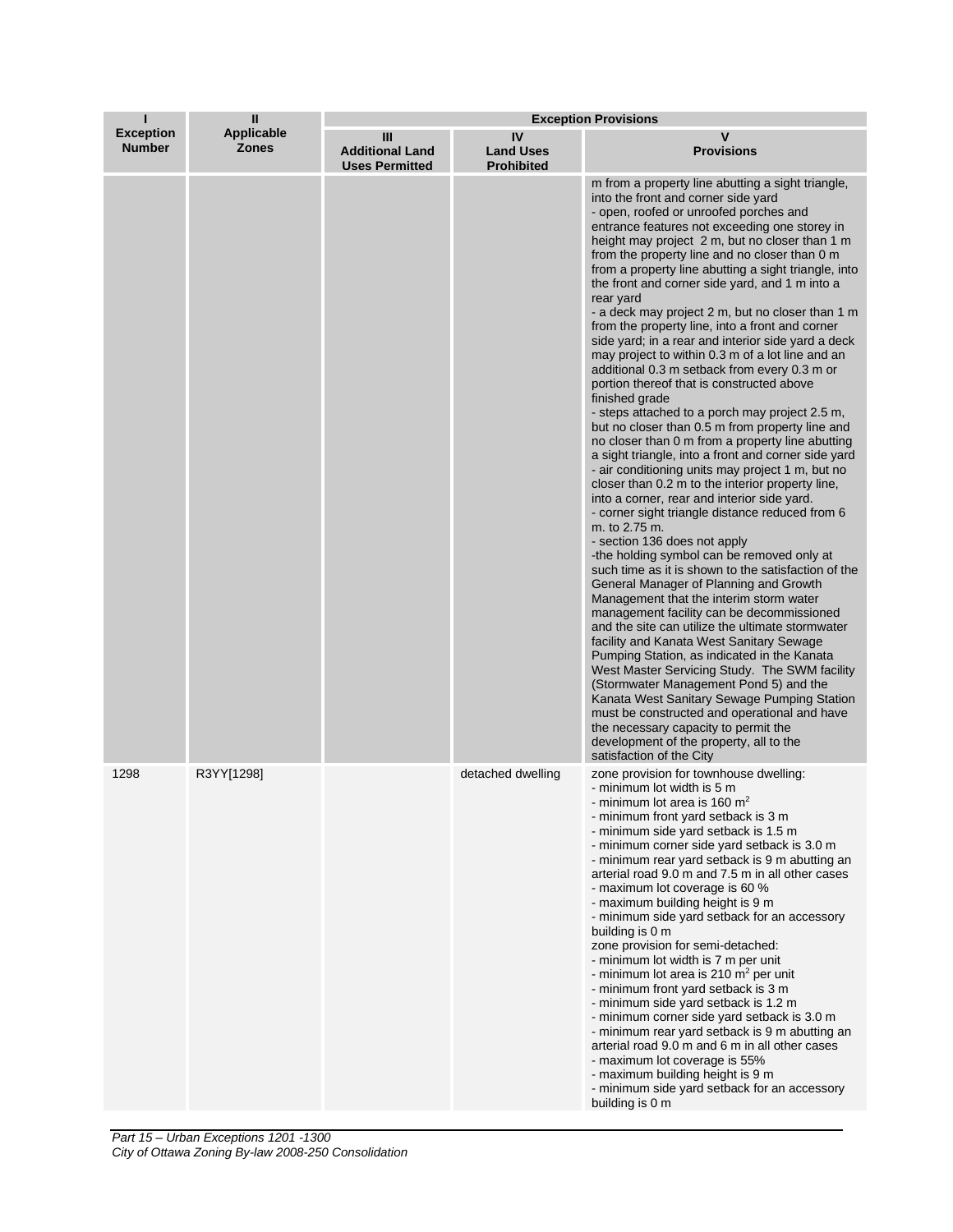| I<br>Exception Number | II<br>Applicable Zones | Exception Provisions | | |
|---|---|---|---|---|
| | | III<br>Additional Land Uses Permitted | IV<br>Land Uses Prohibited | V<br>Provisions |
| | | | | m from a property line abutting a sight triangle, into the front and corner side yard<br>- open, roofed or unroofed porches and entrance features not exceeding one storey in height may project 2 m, but no closer than 1 m from the property line and no closer than 0 m from a property line abutting a sight triangle, into the front and corner side yard, and 1 m into a rear yard<br>- a deck may project 2 m, but no closer than 1 m from the property line, into a front and corner side yard; in a rear and interior side yard a deck may project to within 0.3 m of a lot line and an additional 0.3 m setback from every 0.3 m or portion thereof that is constructed above finished grade<br>- steps attached to a porch may project 2.5 m, but no closer than 0.5 m from property line and no closer than 0 m from a property line abutting a sight triangle, into a front and corner side yard<br>- air conditioning units may project 1 m, but no closer than 0.2 m to the interior property line, into a corner, rear and interior side yard.<br>- corner sight triangle distance reduced from 6 m. to 2.75 m.<br>- section 136 does not apply<br>-the holding symbol can be removed only at such time as it is shown to the satisfaction of the General Manager of Planning and Growth Management that the interim storm water management facility can be decommissioned and the site can utilize the ultimate stormwater facility and Kanata West Sanitary Sewage Pumping Station, as indicated in the Kanata West Master Servicing Study. The SWM facility (Stormwater Management Pond 5) and the Kanata West Sanitary Sewage Pumping Station must be constructed and operational and have the necessary capacity to permit the development of the property, all to the satisfaction of the City |
| 1298 | R3YY[1298] | | detached dwelling | zone provision for townhouse dwelling:<br>- minimum lot width is 5 m<br>- minimum lot area is 160 m$^2$<br>- minimum front yard setback is 3 m<br>- minimum side yard setback is 1.5 m<br>- minimum corner side yard setback is 3.0 m<br>- minimum rear yard setback is 9 m abutting an arterial road 9.0 m and 7.5 m in all other cases<br>- maximum lot coverage is 60 %<br>- maximum building height is 9 m<br>- minimum side yard setback for an accessory building is 0 m<br>zone provision for semi-detached:<br>- minimum lot width is 7 m per unit<br>- minimum lot area is 210 m$^2$ per unit<br>- minimum front yard setback is 3 m<br>- minimum side yard setback is 1.2 m<br>- minimum corner side yard setback is 3.0 m<br>- minimum rear yard setback is 9 m abutting an arterial road 9.0 m and 6 m in all other cases<br>- maximum lot coverage is 55%<br>- maximum building height is 9 m<br>- minimum side yard setback for an accessory building is 0 m |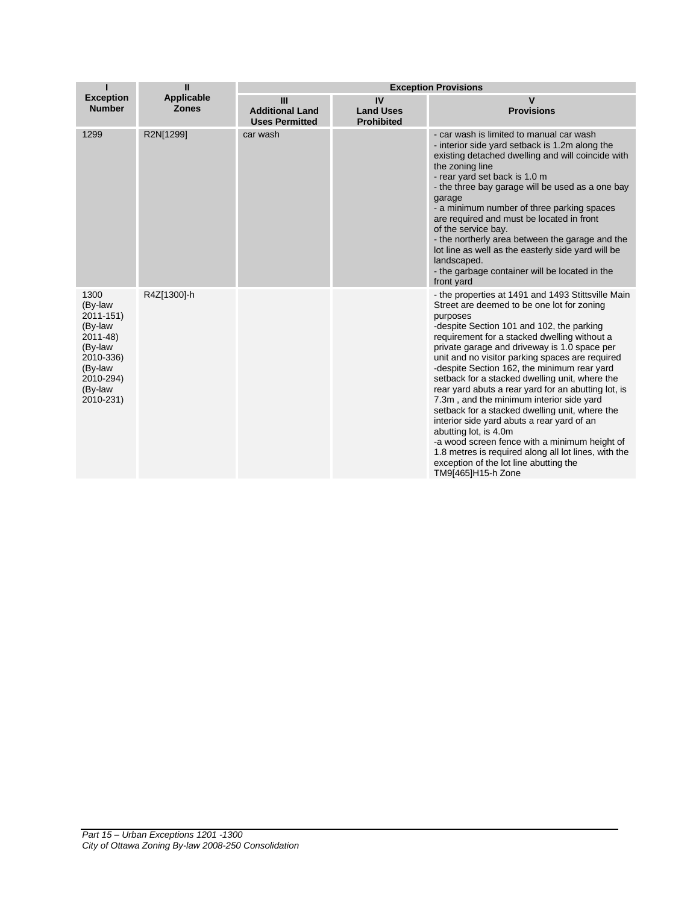| I<br>Exception Number | II<br>Applicable Zones | Exception Provisions | | |
|---|---|---|---|---|
| | | III<br>Additional Land Uses Permitted | IV<br>Land Uses Prohibited | V<br>Provisions |
| 1299 | R2N[1299] | car wash | | - car wash is limited to manual car wash<br>- interior side yard setback is 1.2m along the existing detached dwelling and will coincide with the zoning line<br>- rear yard set back is 1.0 m<br>- the three bay garage will be used as a one bay garage<br>- a minimum number of three parking spaces are required and must be located in front of the service bay.<br>- the northerly area between the garage and the lot line as well as the easterly side yard will be landscaped.<br>- the garbage container will be located in the front yard |
| 1300 (By-law 2011-151) (By-law 2011-48) (By-law 2010-336) (By-law 2010-294) (By-law 2010-231) | R4Z[1300]-h | | | - the properties at 1491 and 1493 Stittsville Main Street are deemed to be one lot for zoning purposes<br>-despite Section 101 and 102, the parking requirement for a stacked dwelling without a private garage and driveway is 1.0 space per unit and no visitor parking spaces are required<br>-despite Section 162, the minimum rear yard setback for a stacked dwelling unit, where the rear yard abuts a rear yard for an abutting lot, is 7.3m , and the minimum interior side yard setback for a stacked dwelling unit, where the interior side yard abuts a rear yard of an abutting lot, is 4.0m<br>-a wood screen fence with a minimum height of 1.8 metres is required along all lot lines, with the exception of the lot line abutting the TM9[465]H15-h Zone |